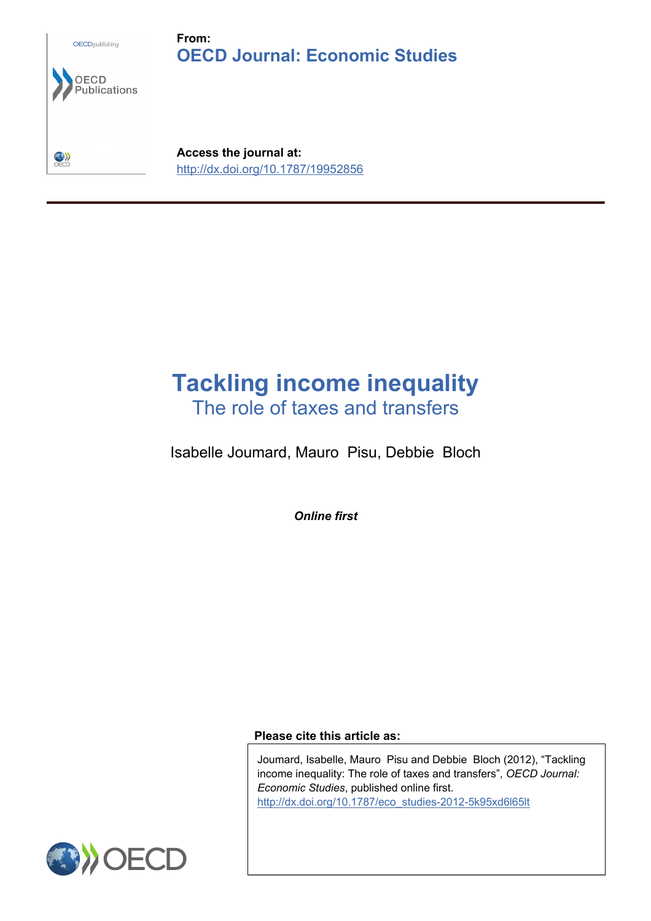**From:**
**OECD Journal: Economic Studies**

**Access the journal at:**
http://dx.doi.org/10.1787/19952856

# Tackling income inequality

## The role of taxes and transfers

Isabelle Joumard, Mauro Pisu, Debbie Bloch

***Online first***

**Please cite this article as:**

Joumard, Isabelle, Mauro Pisu and Debbie Bloch (2012), "Tackling income inequality: The role of taxes and transfers", *OECD Journal: Economic Studies*, published online first.
http://dx.doi.org/10.1787/eco_studies-2012-5k95xd6l65lt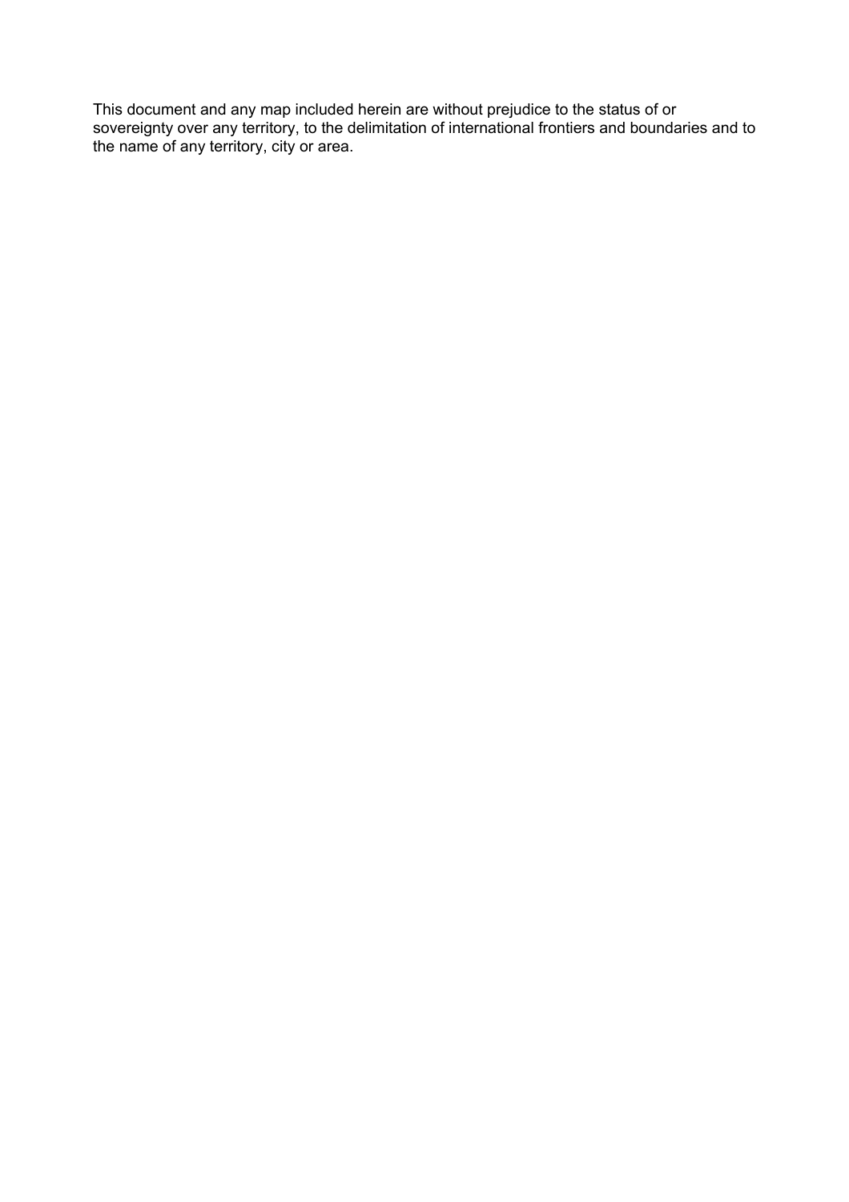This document and any map included herein are without prejudice to the status of or sovereignty over any territory, to the delimitation of international frontiers and boundaries and to the name of any territory, city or area.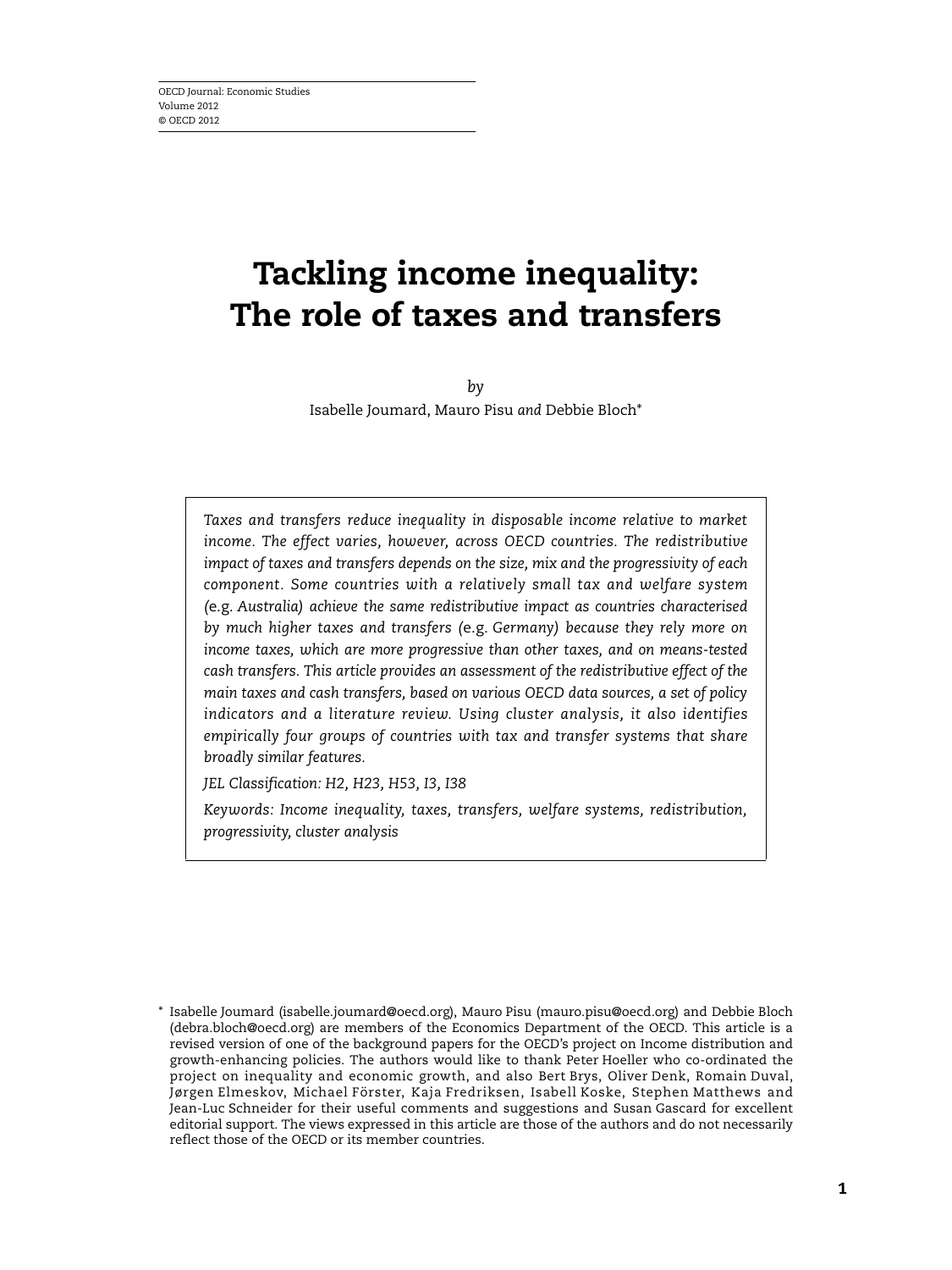# Tackling income inequality: The role of taxes and transfers

*by*

Isabelle Joumard, Mauro Pisu *and* Debbie Bloch*

*Taxes and transfers reduce inequality in disposable income relative to market income. The effect varies, however, across OECD countries. The redistributive impact of taxes and transfers depends on the size, mix and the progressivity of each component. Some countries with a relatively small tax and welfare system (e.g. Australia) achieve the same redistributive impact as countries characterised by much higher taxes and transfers (e.g. Germany) because they rely more on income taxes, which are more progressive than other taxes, and on means-tested cash transfers. This article provides an assessment of the redistributive effect of the main taxes and cash transfers, based on various OECD data sources, a set of policy indicators and a literature review. Using cluster analysis, it also identifies empirically four groups of countries with tax and transfer systems that share broadly similar features.*

*JEL Classification: H2, H23, H53, I3, I38*

*Keywords: Income inequality, taxes, transfers, welfare systems, redistribution, progressivity, cluster analysis*

\* Isabelle Joumard (isabelle.joumard@oecd.org), Mauro Pisu (mauro.pisu@oecd.org) and Debbie Bloch (debra.bloch@oecd.org) are members of the Economics Department of the OECD. This article is a revised version of one of the background papers for the OECD's project on Income distribution and growth-enhancing policies. The authors would like to thank Peter Hoeller who co-ordinated the project on inequality and economic growth, and also Bert Brys, Oliver Denk, Romain Duval, Jørgen Elmeskov, Michael Förster, Kaja Fredriksen, Isabell Koske, Stephen Matthews and Jean-Luc Schneider for their useful comments and suggestions and Susan Gascard for excellent editorial support. The views expressed in this article are those of the authors and do not necessarily reflect those of the OECD or its member countries.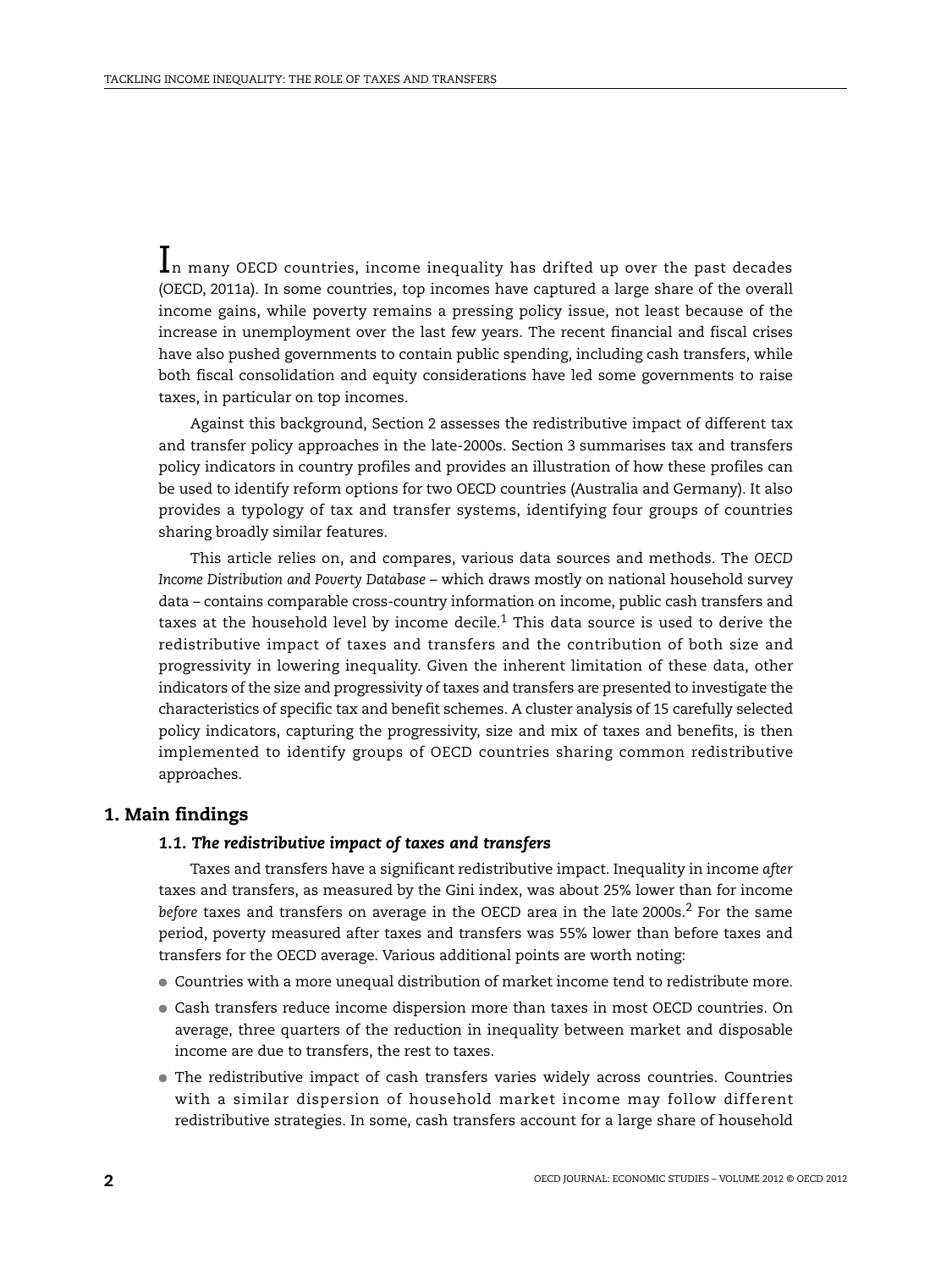In many OECD countries, income inequality has drifted up over the past decades (OECD, 2011a). In some countries, top incomes have captured a large share of the overall income gains, while poverty remains a pressing policy issue, not least because of the increase in unemployment over the last few years. The recent financial and fiscal crises have also pushed governments to contain public spending, including cash transfers, while both fiscal consolidation and equity considerations have led some governments to raise taxes, in particular on top incomes.

Against this background, Section 2 assesses the redistributive impact of different tax and transfer policy approaches in the late-2000s. Section 3 summarises tax and transfers policy indicators in country profiles and provides an illustration of how these profiles can be used to identify reform options for two OECD countries (Australia and Germany). It also provides a typology of tax and transfer systems, identifying four groups of countries sharing broadly similar features.

This article relies on, and compares, various data sources and methods. The *OECD Income Distribution and Poverty Database* – which draws mostly on national household survey data – contains comparable cross-country information on income, public cash transfers and taxes at the household level by income decile.[1] This data source is used to derive the redistributive impact of taxes and transfers and the contribution of both size and progressivity in lowering inequality. Given the inherent limitation of these data, other indicators of the size and progressivity of taxes and transfers are presented to investigate the characteristics of specific tax and benefit schemes. A cluster analysis of 15 carefully selected policy indicators, capturing the progressivity, size and mix of taxes and benefits, is then implemented to identify groups of OECD countries sharing common redistributive approaches.

## 1. Main findings

### 1.1. *The redistributive impact of taxes and transfers*

Taxes and transfers have a significant redistributive impact. Inequality in income *after* taxes and transfers, as measured by the Gini index, was about 25% lower than for income *before* taxes and transfers on average in the OECD area in the late 2000s.[2] For the same period, poverty measured after taxes and transfers was 55% lower than before taxes and transfers for the OECD average. Various additional points are worth noting:

- Countries with a more unequal distribution of market income tend to redistribute more.
- Cash transfers reduce income dispersion more than taxes in most OECD countries. On average, three quarters of the reduction in inequality between market and disposable income are due to transfers, the rest to taxes.
- The redistributive impact of cash transfers varies widely across countries. Countries with a similar dispersion of household market income may follow different redistributive strategies. In some, cash transfers account for a large share of household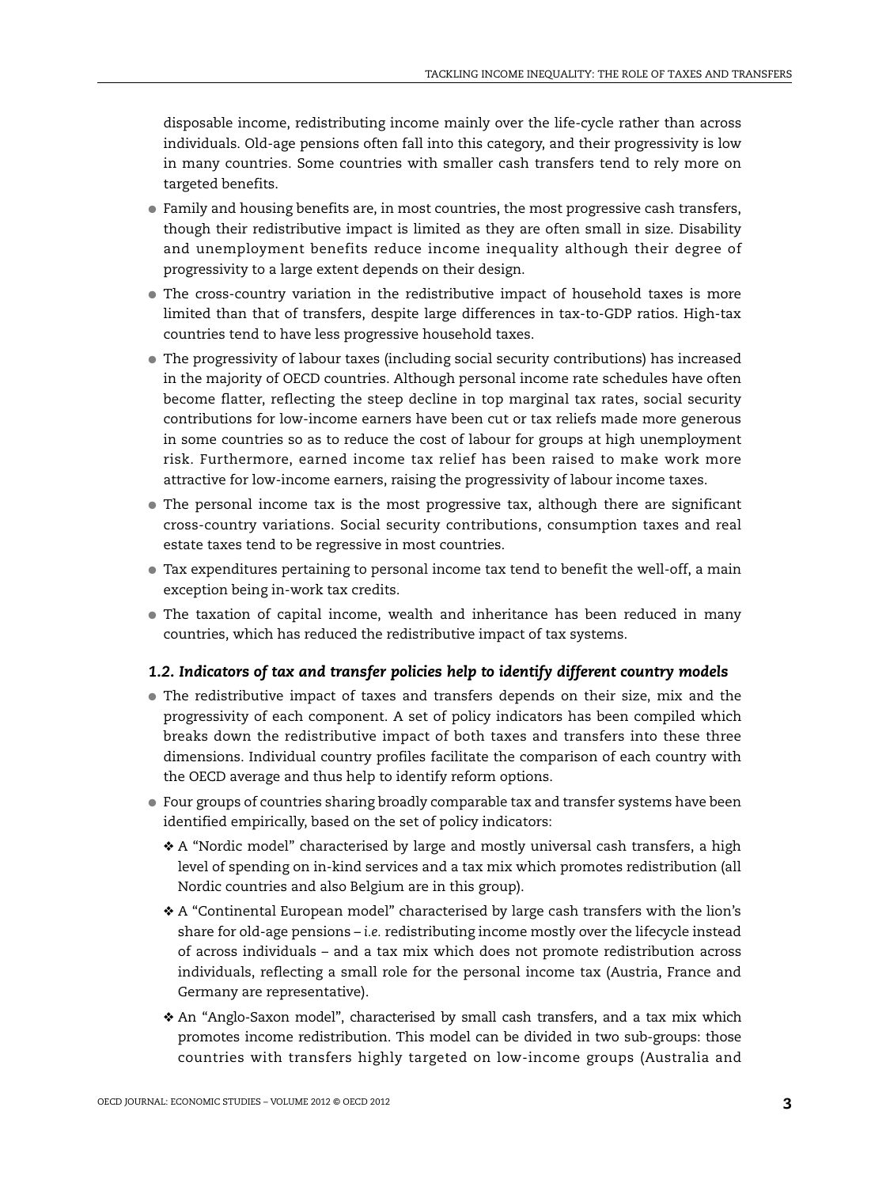disposable income, redistributing income mainly over the life-cycle rather than across individuals. Old-age pensions often fall into this category, and their progressivity is low in many countries. Some countries with smaller cash transfers tend to rely more on targeted benefits.

- Family and housing benefits are, in most countries, the most progressive cash transfers, though their redistributive impact is limited as they are often small in size. Disability and unemployment benefits reduce income inequality although their degree of progressivity to a large extent depends on their design.
- The cross-country variation in the redistributive impact of household taxes is more limited than that of transfers, despite large differences in tax-to-GDP ratios. High-tax countries tend to have less progressive household taxes.
- The progressivity of labour taxes (including social security contributions) has increased in the majority of OECD countries. Although personal income rate schedules have often become flatter, reflecting the steep decline in top marginal tax rates, social security contributions for low-income earners have been cut or tax reliefs made more generous in some countries so as to reduce the cost of labour for groups at high unemployment risk. Furthermore, earned income tax relief has been raised to make work more attractive for low-income earners, raising the progressivity of labour income taxes.
- The personal income tax is the most progressive tax, although there are significant cross-country variations. Social security contributions, consumption taxes and real estate taxes tend to be regressive in most countries.
- Tax expenditures pertaining to personal income tax tend to benefit the well-off, a main exception being in-work tax credits.
- The taxation of capital income, wealth and inheritance has been reduced in many countries, which has reduced the redistributive impact of tax systems.

### *1.2. Indicators of tax and transfer policies help to identify different country models*

- The redistributive impact of taxes and transfers depends on their size, mix and the progressivity of each component. A set of policy indicators has been compiled which breaks down the redistributive impact of both taxes and transfers into these three dimensions. Individual country profiles facilitate the comparison of each country with the OECD average and thus help to identify reform options.
- Four groups of countries sharing broadly comparable tax and transfer systems have been identified empirically, based on the set of policy indicators:
  - ❖ A "Nordic model" characterised by large and mostly universal cash transfers, a high level of spending on in-kind services and a tax mix which promotes redistribution (all Nordic countries and also Belgium are in this group).
  - ❖ A "Continental European model" characterised by large cash transfers with the lion's share for old-age pensions – *i.e.* redistributing income mostly over the lifecycle instead of across individuals – and a tax mix which does not promote redistribution across individuals, reflecting a small role for the personal income tax (Austria, France and Germany are representative).
  - ❖ An "Anglo-Saxon model", characterised by small cash transfers, and a tax mix which promotes income redistribution. This model can be divided in two sub-groups: those countries with transfers highly targeted on low-income groups (Australia and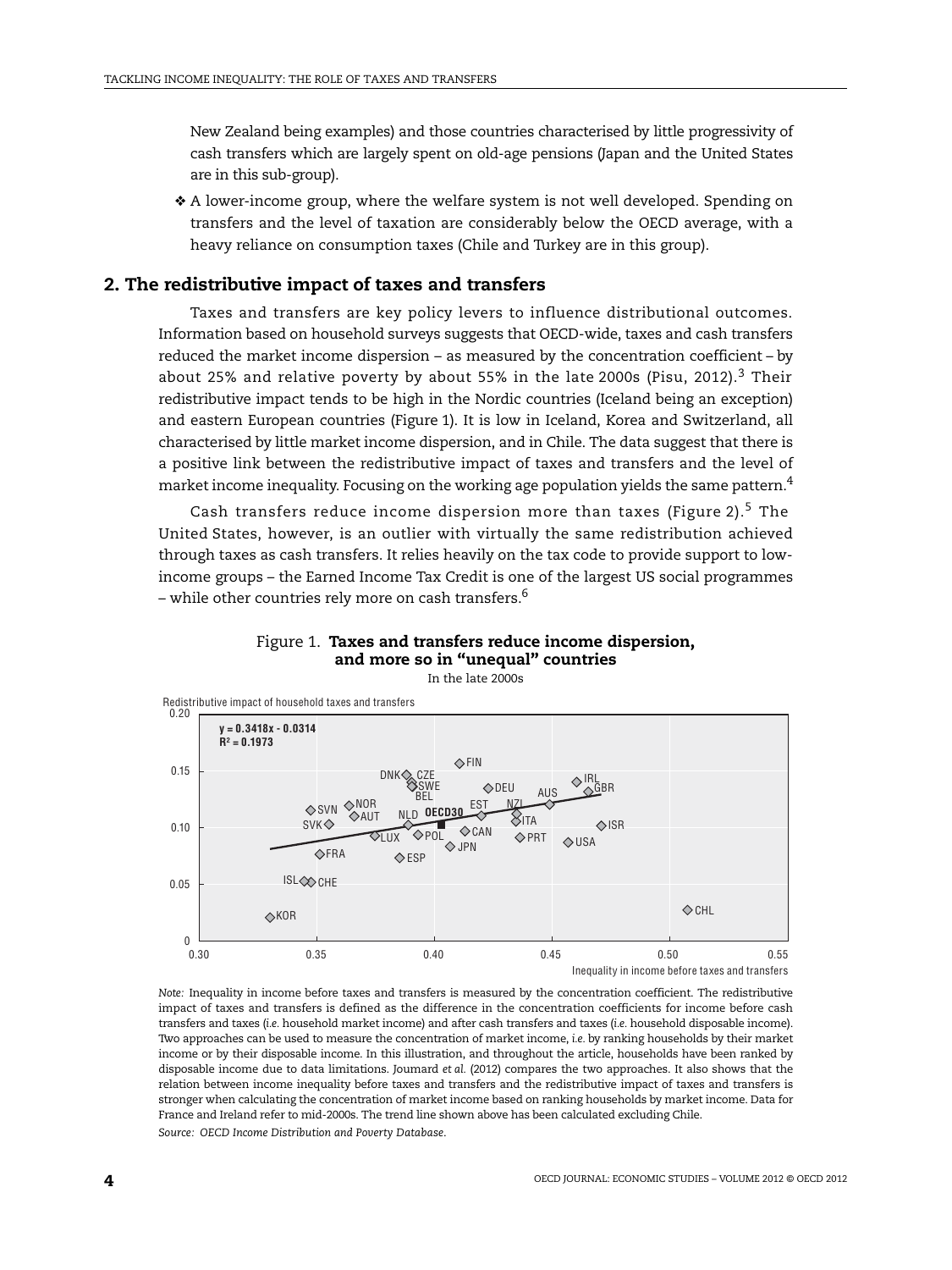New Zealand being examples) and those countries characterised by little progressivity of cash transfers which are largely spent on old-age pensions (Japan and the United States are in this sub-group).

- A lower-income group, where the welfare system is not well developed. Spending on transfers and the level of taxation are considerably below the OECD average, with a heavy reliance on consumption taxes (Chile and Turkey are in this group).

## 2. The redistributive impact of taxes and transfers

Taxes and transfers are key policy levers to influence distributional outcomes. Information based on household surveys suggests that OECD-wide, taxes and cash transfers reduced the market income dispersion – as measured by the concentration coefficient – by about 25% and relative poverty by about 55% in the late 2000s (Pisu, 2012).[3] Their redistributive impact tends to be high in the Nordic countries (Iceland being an exception) and eastern European countries (Figure 1). It is low in Iceland, Korea and Switzerland, all characterised by little market income dispersion, and in Chile. The data suggest that there is a positive link between the redistributive impact of taxes and transfers and the level of market income inequality. Focusing on the working age population yields the same pattern.[4]

Cash transfers reduce income dispersion more than taxes (Figure 2).[5] The United States, however, is an outlier with virtually the same redistribution achieved through taxes as cash transfers. It relies heavily on the tax code to provide support to low-income groups – the Earned Income Tax Credit is one of the largest US social programmes – while other countries rely more on cash transfers.[6]

Figure 1. **Taxes and transfers reduce income dispersion, and more so in "unequal" countries**

In the late 2000s

*Note:* Inequality in income before taxes and transfers is measured by the concentration coefficient. The redistributive impact of taxes and transfers is defined as the difference in the concentration coefficients for income before cash transfers and taxes (*i.e.* household market income) and after cash transfers and taxes (*i.e.* household disposable income). Two approaches can be used to measure the concentration of market income, *i.e.* by ranking households by their market income or by their disposable income. In this illustration, and throughout the article, households have been ranked by disposable income due to data limitations. Journard *et al.* (2012) compares the two approaches. It also shows that the relation between income inequality before taxes and transfers and the redistributive impact of taxes and transfers is stronger when calculating the concentration of market income based on ranking households by market income. Data for France and Ireland refer to mid-2000s. The trend line shown above has been calculated excluding Chile.

*Source: OECD Income Distribution and Poverty Database.*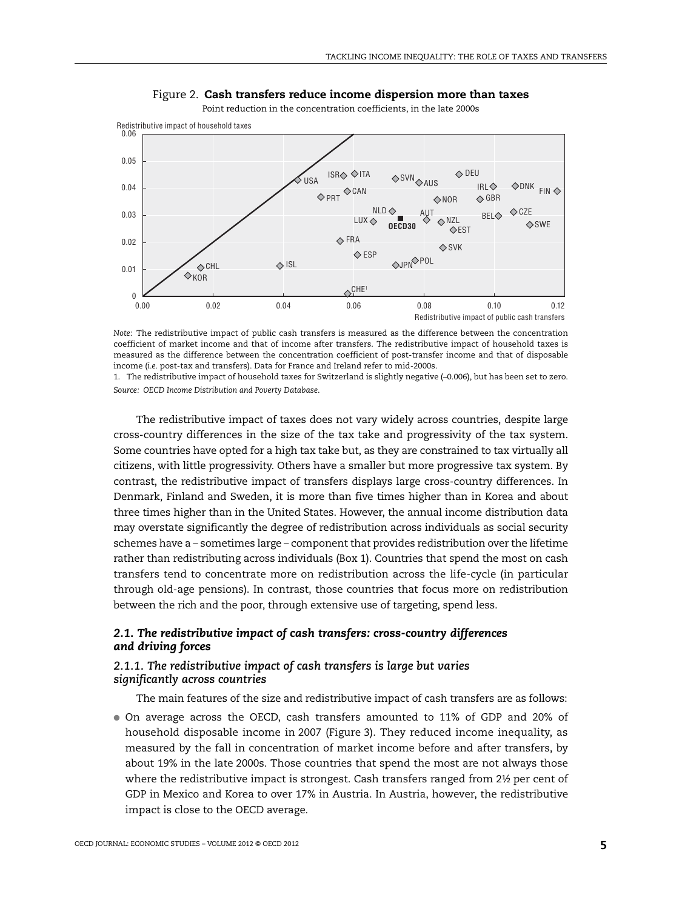Figure 2. **Cash transfers reduce income dispersion more than taxes**

Point reduction in the concentration coefficients, in the late 2000s

*Note:* The redistributive impact of public cash transfers is measured as the difference between the concentration coefficient of market income and that of income after transfers. The redistributive impact of household taxes is measured as the difference between the concentration coefficient of post-transfer income and that of disposable income (*i.e.* post-tax and transfers). Data for France and Ireland refer to mid-2000s.

1. The redistributive impact of household taxes for Switzerland is slightly negative (–0.006), but has been set to zero.

*Source: OECD Income Distribution and Poverty Database.*

The redistributive impact of taxes does not vary widely across countries, despite large cross-country differences in the size of the tax take and progressivity of the tax system. Some countries have opted for a high tax take but, as they are constrained to tax virtually all citizens, with little progressivity. Others have a smaller but more progressive tax system. By contrast, the redistributive impact of transfers displays large cross-country differences. In Denmark, Finland and Sweden, it is more than five times higher than in Korea and about three times higher than in the United States. However, the annual income distribution data may overstate significantly the degree of redistribution across individuals as social security schemes have a – sometimes large – component that provides redistribution over the lifetime rather than redistributing across individuals (Box 1). Countries that spend the most on cash transfers tend to concentrate more on redistribution across the life-cycle (in particular through old-age pensions). In contrast, those countries that focus more on redistribution between the rich and the poor, through extensive use of targeting, spend less.

## *2.1. The redistributive impact of cash transfers: cross-country differences and driving forces*

### *2.1.1. The redistributive impact of cash transfers is large but varies significantly across countries*

The main features of the size and redistributive impact of cash transfers are as follows:

- On average across the OECD, cash transfers amounted to 11% of GDP and 20% of household disposable income in 2007 (Figure 3). They reduced income inequality, as measured by the fall in concentration of market income before and after transfers, by about 19% in the late 2000s. Those countries that spend the most are not always those where the redistributive impact is strongest. Cash transfers ranged from 2½ per cent of GDP in Mexico and Korea to over 17% in Austria. In Austria, however, the redistributive impact is close to the OECD average.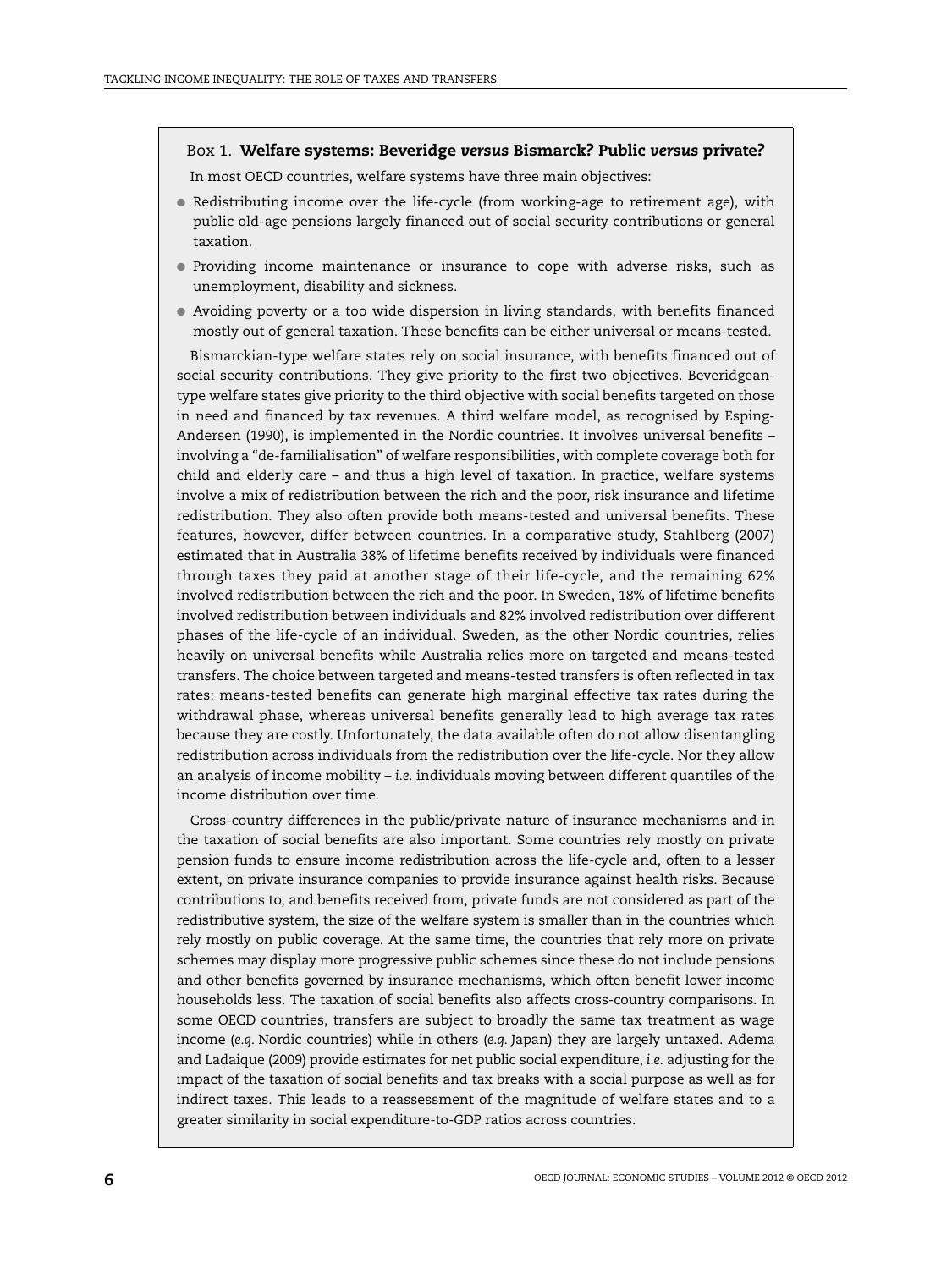### Box 1. **Welfare systems: Beveridge *versus* Bismarck? Public *versus* private?**

In most OECD countries, welfare systems have three main objectives:

- Redistributing income over the life-cycle (from working-age to retirement age), with public old-age pensions largely financed out of social security contributions or general taxation.
- Providing income maintenance or insurance to cope with adverse risks, such as unemployment, disability and sickness.
- Avoiding poverty or a too wide dispersion in living standards, with benefits financed mostly out of general taxation. These benefits can be either universal or means-tested.

Bismarckian-type welfare states rely on social insurance, with benefits financed out of social security contributions. They give priority to the first two objectives. Beveridgean-type welfare states give priority to the third objective with social benefits targeted on those in need and financed by tax revenues. A third welfare model, as recognised by Esping-Andersen (1990), is implemented in the Nordic countries. It involves universal benefits – involving a "de-familialisation" of welfare responsibilities, with complete coverage both for child and elderly care – and thus a high level of taxation. In practice, welfare systems involve a mix of redistribution between the rich and the poor, risk insurance and lifetime redistribution. They also often provide both means-tested and universal benefits. These features, however, differ between countries. In a comparative study, Stahlberg (2007) estimated that in Australia 38% of lifetime benefits received by individuals were financed through taxes they paid at another stage of their life-cycle, and the remaining 62% involved redistribution between the rich and the poor. In Sweden, 18% of lifetime benefits involved redistribution between individuals and 82% involved redistribution over different phases of the life-cycle of an individual. Sweden, as the other Nordic countries, relies heavily on universal benefits while Australia relies more on targeted and means-tested transfers. The choice between targeted and means-tested transfers is often reflected in tax rates: means-tested benefits can generate high marginal effective tax rates during the withdrawal phase, whereas universal benefits generally lead to high average tax rates because they are costly. Unfortunately, the data available often do not allow disentangling redistribution across individuals from the redistribution over the life-cycle. Nor they allow an analysis of income mobility – *i.e.* individuals moving between different quantiles of the income distribution over time.

Cross-country differences in the public/private nature of insurance mechanisms and in the taxation of social benefits are also important. Some countries rely mostly on private pension funds to ensure income redistribution across the life-cycle and, often to a lesser extent, on private insurance companies to provide insurance against health risks. Because contributions to, and benefits received from, private funds are not considered as part of the redistributive system, the size of the welfare system is smaller than in the countries which rely mostly on public coverage. At the same time, the countries that rely more on private schemes may display more progressive public schemes since these do not include pensions and other benefits governed by insurance mechanisms, which often benefit lower income households less. The taxation of social benefits also affects cross-country comparisons. In some OECD countries, transfers are subject to broadly the same tax treatment as wage income (*e.g.* Nordic countries) while in others (*e.g.* Japan) they are largely untaxed. Adema and Ladaique (2009) provide estimates for net public social expenditure, *i.e.* adjusting for the impact of the taxation of social benefits and tax breaks with a social purpose as well as for indirect taxes. This leads to a reassessment of the magnitude of welfare states and to a greater similarity in social expenditure-to-GDP ratios across countries.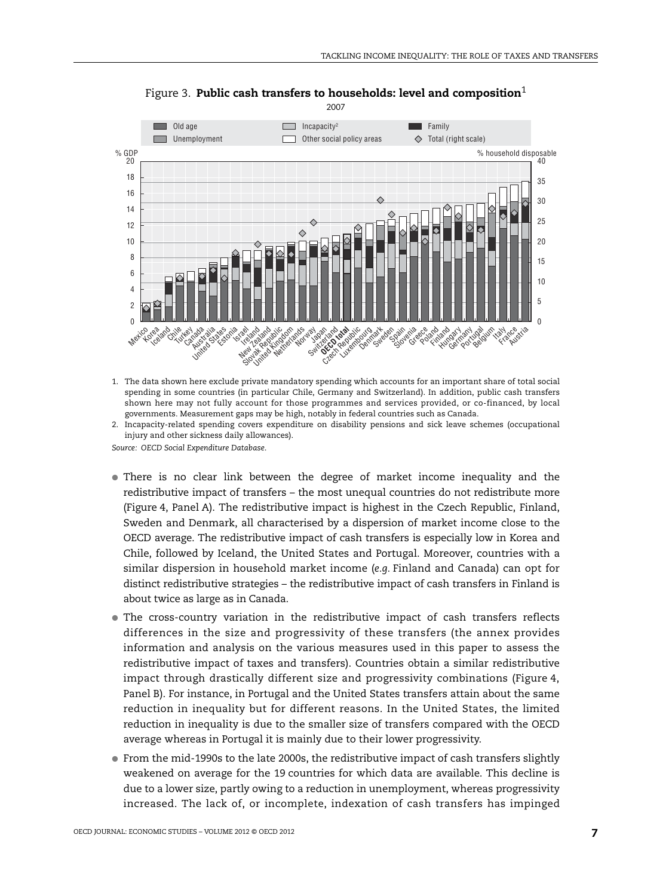Figure 3. **Public cash transfers to households: level and composition**[1]

2007

1. The data shown here exclude private mandatory spending which accounts for an important share of total social spending in some countries (in particular Chile, Germany and Switzerland). In addition, public cash transfers shown here may not fully account for those programmes and services provided, or co-financed, by local governments. Measurement gaps may be high, notably in federal countries such as Canada.
2. Incapacity-related spending covers expenditure on disability pensions and sick leave schemes (occupational injury and other sickness daily allowances).

*Source: OECD Social Expenditure Database.*

- There is no clear link between the degree of market income inequality and the redistributive impact of transfers – the most unequal countries do not redistribute more (Figure 4, Panel A). The redistributive impact is highest in the Czech Republic, Finland, Sweden and Denmark, all characterised by a dispersion of market income close to the OECD average. The redistributive impact of cash transfers is especially low in Korea and Chile, followed by Iceland, the United States and Portugal. Moreover, countries with a similar dispersion in household market income (*e.g.* Finland and Canada) can opt for distinct redistributive strategies – the redistributive impact of cash transfers in Finland is about twice as large as in Canada.
- The cross-country variation in the redistributive impact of cash transfers reflects differences in the size and progressivity of these transfers (the annex provides information and analysis on the various measures used in this paper to assess the redistributive impact of taxes and transfers). Countries obtain a similar redistributive impact through drastically different size and progressivity combinations (Figure 4, Panel B). For instance, in Portugal and the United States transfers attain about the same reduction in inequality but for different reasons. In the United States, the limited reduction in inequality is due to the smaller size of transfers compared with the OECD average whereas in Portugal it is mainly due to their lower progressivity.
- From the mid-1990s to the late 2000s, the redistributive impact of cash transfers slightly weakened on average for the 19 countries for which data are available. This decline is due to a lower size, partly owing to a reduction in unemployment, whereas progressivity increased. The lack of, or incomplete, indexation of cash transfers has impinged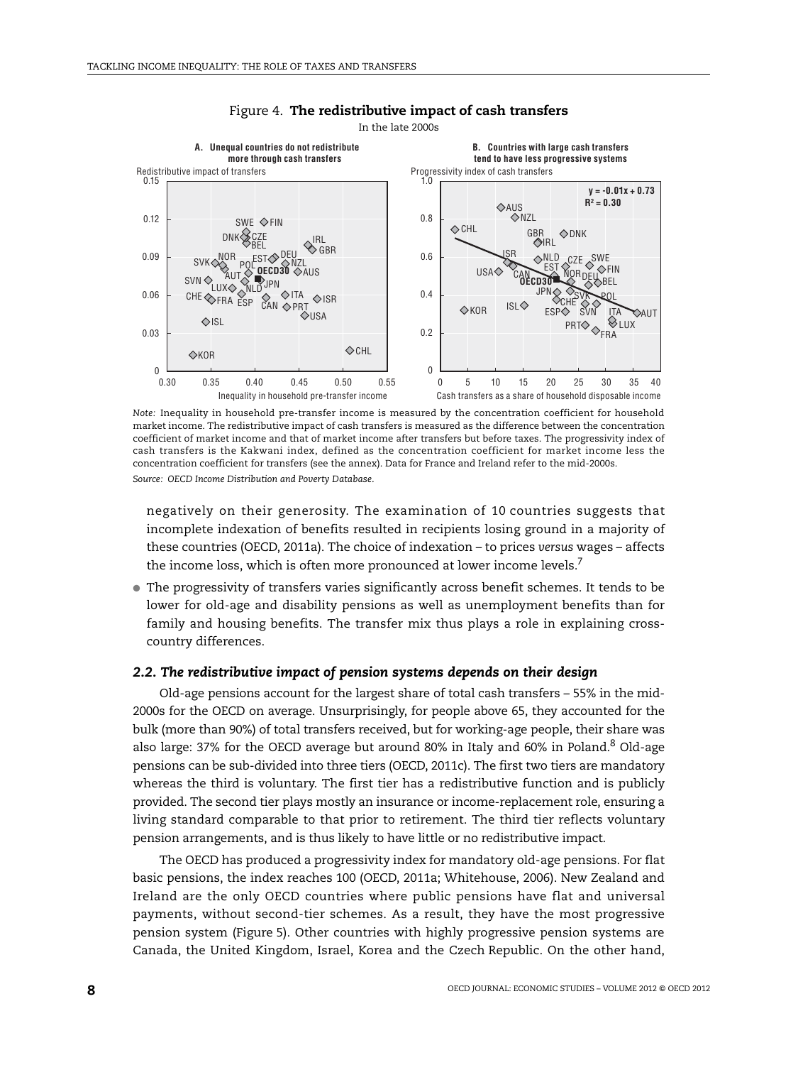Figure 4. **The redistributive impact of cash transfers**

In the late 2000s

A. Unequal countries do not redistribute more through cash transfers

B. Countries with large cash transfers tend to have less progressive systems

*Note:* Inequality in household pre-transfer income is measured by the concentration coefficient for household market income. The redistributive impact of cash transfers is measured as the difference between the concentration coefficient of market income and that of market income after transfers but before taxes. The progressivity index of cash transfers is the Kakwani index, defined as the concentration coefficient for market income less the concentration coefficient for transfers (see the annex). Data for France and Ireland refer to the mid-2000s.

*Source: OECD Income Distribution and Poverty Database.*

negatively on their generosity. The examination of 10 countries suggests that incomplete indexation of benefits resulted in recipients losing ground in a majority of these countries (OECD, 2011a). The choice of indexation – to prices *versus* wages – affects the income loss, which is often more pronounced at lower income levels.[7]

- The progressivity of transfers varies significantly across benefit schemes. It tends to be lower for old-age and disability pensions as well as unemployment benefits than for family and housing benefits. The transfer mix thus plays a role in explaining cross-country differences.

### *2.2. The redistributive impact of pension systems depends on their design*

Old-age pensions account for the largest share of total cash transfers – 55% in the mid-2000s for the OECD on average. Unsurprisingly, for people above 65, they accounted for the bulk (more than 90%) of total transfers received, but for working-age people, their share was also large: 37% for the OECD average but around 80% in Italy and 60% in Poland.[8] Old-age pensions can be sub-divided into three tiers (OECD, 2011c). The first two tiers are mandatory whereas the third is voluntary. The first tier has a redistributive function and is publicly provided. The second tier plays mostly an insurance or income-replacement role, ensuring a living standard comparable to that prior to retirement. The third tier reflects voluntary pension arrangements, and is thus likely to have little or no redistributive impact.

The OECD has produced a progressivity index for mandatory old-age pensions. For flat basic pensions, the index reaches 100 (OECD, 2011a; Whitehouse, 2006). New Zealand and Ireland are the only OECD countries where public pensions have flat and universal payments, without second-tier schemes. As a result, they have the most progressive pension system (Figure 5). Other countries with highly progressive pension systems are Canada, the United Kingdom, Israel, Korea and the Czech Republic. On the other hand,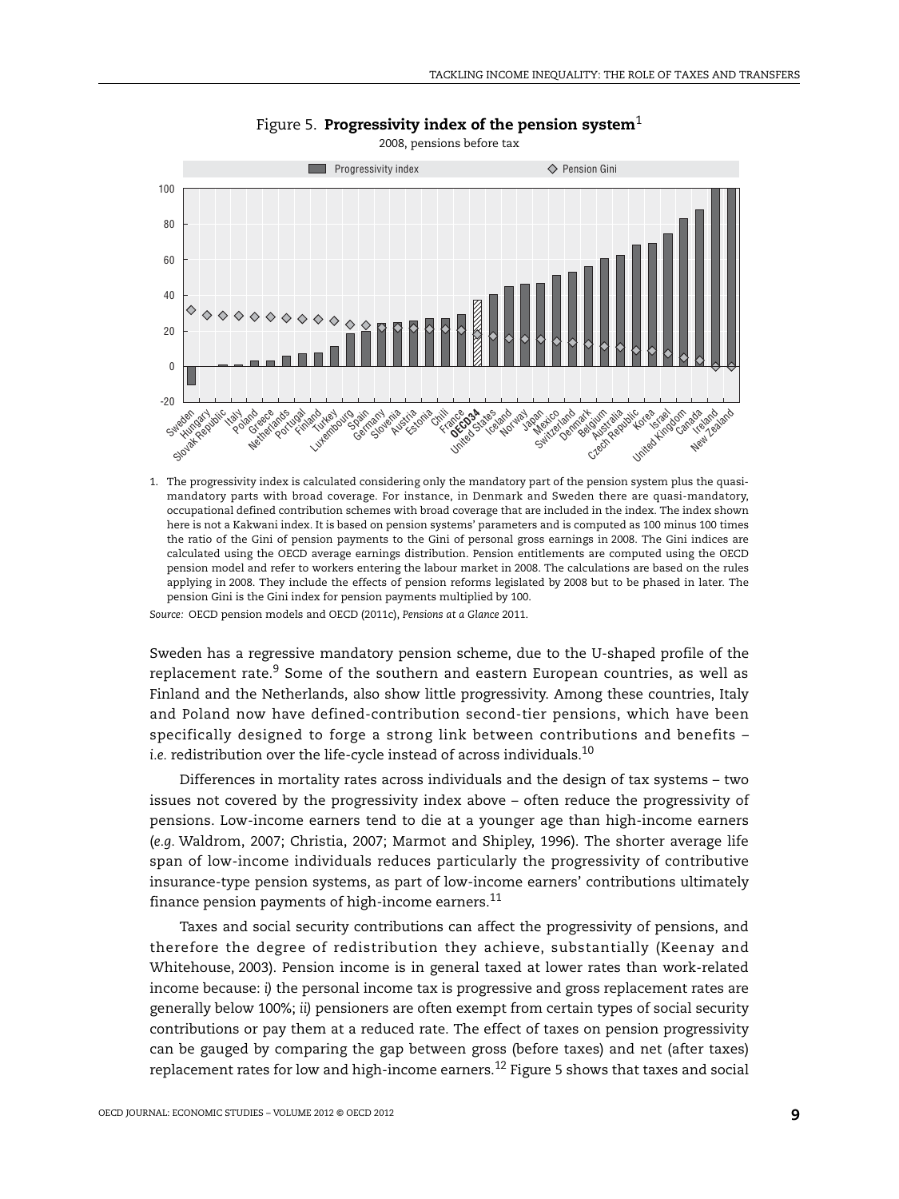Figure 5. **Progressivity index of the pension system**[1]

2008, pensions before tax

1. The progressivity index is calculated considering only the mandatory part of the pension system plus the quasi-mandatory parts with broad coverage. For instance, in Denmark and Sweden there are quasi-mandatory, occupational defined contribution schemes with broad coverage that are included in the index. The index shown here is not a Kakwani index. It is based on pension systems' parameters and is computed as 100 minus 100 times the ratio of the Gini of pension payments to the Gini of personal gross earnings in 2008. The Gini indices are calculated using the OECD average earnings distribution. Pension entitlements are computed using the OECD pension model and refer to workers entering the labour market in 2008. The calculations are based on the rules applying in 2008. They include the effects of pension reforms legislated by 2008 but to be phased in later. The pension Gini is the Gini index for pension payments multiplied by 100.

*Source:* OECD pension models and OECD (2011c), *Pensions at a Glance* 2011.

Sweden has a regressive mandatory pension scheme, due to the U-shaped profile of the replacement rate.[9] Some of the southern and eastern European countries, as well as Finland and the Netherlands, also show little progressivity. Among these countries, Italy and Poland now have defined-contribution second-tier pensions, which have been specifically designed to forge a strong link between contributions and benefits – *i.e.* redistribution over the life-cycle instead of across individuals.[10]

Differences in mortality rates across individuals and the design of tax systems – two issues not covered by the progressivity index above – often reduce the progressivity of pensions. Low-income earners tend to die at a younger age than high-income earners (*e.g.* Waldrom, 2007; Christia, 2007; Marmot and Shipley, 1996). The shorter average life span of low-income individuals reduces particularly the progressivity of contributive insurance-type pension systems, as part of low-income earners' contributions ultimately finance pension payments of high-income earners.[11]

Taxes and social security contributions can affect the progressivity of pensions, and therefore the degree of redistribution they achieve, substantially (Keenay and Whitehouse, 2003). Pension income is in general taxed at lower rates than work-related income because: *i)* the personal income tax is progressive and gross replacement rates are generally below 100%; *ii)* pensioners are often exempt from certain types of social security contributions or pay them at a reduced rate. The effect of taxes on pension progressivity can be gauged by comparing the gap between gross (before taxes) and net (after taxes) replacement rates for low and high-income earners.[12] Figure 5 shows that taxes and social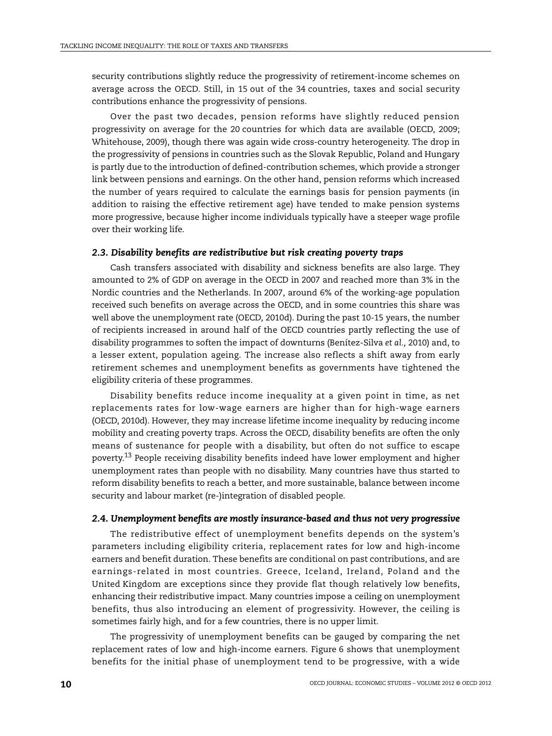security contributions slightly reduce the progressivity of retirement-income schemes on average across the OECD. Still, in 15 out of the 34 countries, taxes and social security contributions enhance the progressivity of pensions.

Over the past two decades, pension reforms have slightly reduced pension progressivity on average for the 20 countries for which data are available (OECD, 2009; Whitehouse, 2009), though there was again wide cross-country heterogeneity. The drop in the progressivity of pensions in countries such as the Slovak Republic, Poland and Hungary is partly due to the introduction of defined-contribution schemes, which provide a stronger link between pensions and earnings. On the other hand, pension reforms which increased the number of years required to calculate the earnings basis for pension payments (in addition to raising the effective retirement age) have tended to make pension systems more progressive, because higher income individuals typically have a steeper wage profile over their working life.

### 2.3. Disability benefits are redistributive but risk creating poverty traps

Cash transfers associated with disability and sickness benefits are also large. They amounted to 2% of GDP on average in the OECD in 2007 and reached more than 3% in the Nordic countries and the Netherlands. In 2007, around 6% of the working-age population received such benefits on average across the OECD, and in some countries this share was well above the unemployment rate (OECD, 2010d). During the past 10-15 years, the number of recipients increased in around half of the OECD countries partly reflecting the use of disability programmes to soften the impact of downturns (Benítez-Silva *et al.,* 2010) and, to a lesser extent, population ageing. The increase also reflects a shift away from early retirement schemes and unemployment benefits as governments have tightened the eligibility criteria of these programmes.

Disability benefits reduce income inequality at a given point in time, as net replacements rates for low-wage earners are higher than for high-wage earners (OECD, 2010d). However, they may increase lifetime income inequality by reducing income mobility and creating poverty traps. Across the OECD, disability benefits are often the only means of sustenance for people with a disability, but often do not suffice to escape poverty.[13] People receiving disability benefits indeed have lower employment and higher unemployment rates than people with no disability. Many countries have thus started to reform disability benefits to reach a better, and more sustainable, balance between income security and labour market (re-)integration of disabled people.

### 2.4. Unemployment benefits are mostly insurance-based and thus not very progressive

The redistributive effect of unemployment benefits depends on the system's parameters including eligibility criteria, replacement rates for low and high-income earners and benefit duration. These benefits are conditional on past contributions, and are earnings-related in most countries. Greece, Iceland, Ireland, Poland and the United Kingdom are exceptions since they provide flat though relatively low benefits, enhancing their redistributive impact. Many countries impose a ceiling on unemployment benefits, thus also introducing an element of progressivity. However, the ceiling is sometimes fairly high, and for a few countries, there is no upper limit.

The progressivity of unemployment benefits can be gauged by comparing the net replacement rates of low and high-income earners. Figure 6 shows that unemployment benefits for the initial phase of unemployment tend to be progressive, with a wide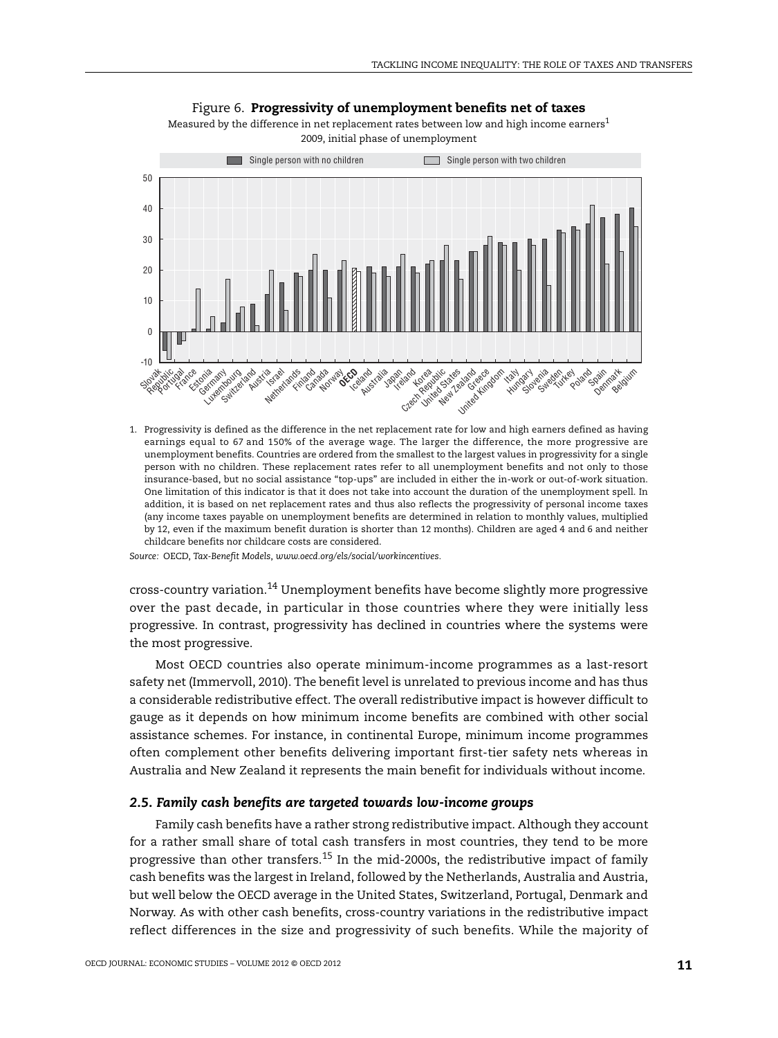Figure 6. **Progressivity of unemployment benefits net of taxes**

Measured by the difference in net replacement rates between low and high income earners[1]

2009, initial phase of unemployment

1. Progressivity is defined as the difference in the net replacement rate for low and high earners defined as having earnings equal to 67 and 150% of the average wage. The larger the difference, the more progressive are unemployment benefits. Countries are ordered from the smallest to the largest values in progressivity for a single person with no children. These replacement rates refer to all unemployment benefits and not only to those insurance-based, but no social assistance "top-ups" are included in either the in-work or out-of-work situation. One limitation of this indicator is that it does not take into account the duration of the unemployment spell. In addition, it is based on net replacement rates and thus also reflects the progressivity of personal income taxes (any income taxes payable on unemployment benefits are determined in relation to monthly values, multiplied by 12, even if the maximum benefit duration is shorter than 12 months). Children are aged 4 and 6 and neither childcare benefits nor childcare costs are considered.

*Source:* OECD, *Tax-Benefit Models*, *www.oecd.org/els/social/workincentives*.

cross-country variation.[14] Unemployment benefits have become slightly more progressive over the past decade, in particular in those countries where they were initially less progressive. In contrast, progressivity has declined in countries where the systems were the most progressive.

Most OECD countries also operate minimum-income programmes as a last-resort safety net (Immervoll, 2010). The benefit level is unrelated to previous income and has thus a considerable redistributive effect. The overall redistributive impact is however difficult to gauge as it depends on how minimum income benefits are combined with other social assistance schemes. For instance, in continental Europe, minimum income programmes often complement other benefits delivering important first-tier safety nets whereas in Australia and New Zealand it represents the main benefit for individuals without income.

### *2.5. Family cash benefits are targeted towards low-income groups*

Family cash benefits have a rather strong redistributive impact. Although they account for a rather small share of total cash transfers in most countries, they tend to be more progressive than other transfers.[15] In the mid-2000s, the redistributive impact of family cash benefits was the largest in Ireland, followed by the Netherlands, Australia and Austria, but well below the OECD average in the United States, Switzerland, Portugal, Denmark and Norway. As with other cash benefits, cross-country variations in the redistributive impact reflect differences in the size and progressivity of such benefits. While the majority of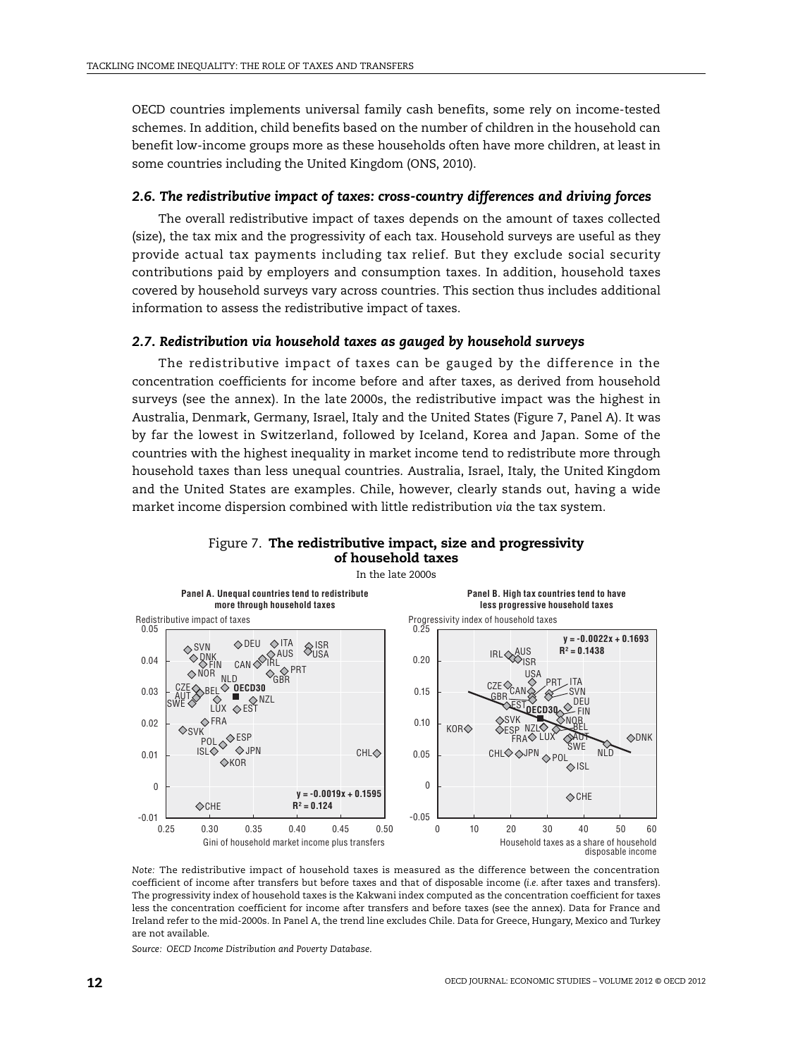OECD countries implements universal family cash benefits, some rely on income-tested schemes. In addition, child benefits based on the number of children in the household can benefit low-income groups more as these households often have more children, at least in some countries including the United Kingdom (ONS, 2010).

### *2.6. The redistributive impact of taxes: cross-country differences and driving forces*

The overall redistributive impact of taxes depends on the amount of taxes collected (size), the tax mix and the progressivity of each tax. Household surveys are useful as they provide actual tax payments including tax relief. But they exclude social security contributions paid by employers and consumption taxes. In addition, household taxes covered by household surveys vary across countries. This section thus includes additional information to assess the redistributive impact of taxes.

### *2.7. Redistribution via household taxes as gauged by household surveys*

The redistributive impact of taxes can be gauged by the difference in the concentration coefficients for income before and after taxes, as derived from household surveys (see the annex). In the late 2000s, the redistributive impact was the highest in Australia, Denmark, Germany, Israel, Italy and the United States (Figure 7, Panel A). It was by far the lowest in Switzerland, followed by Iceland, Korea and Japan. Some of the countries with the highest inequality in market income tend to redistribute more through household taxes than less unequal countries. Australia, Israel, Italy, the United Kingdom and the United States are examples. Chile, however, clearly stands out, having a wide market income dispersion combined with little redistribution *via* the tax system.

Figure 7. **The redistributive impact, size and progressivity of household taxes**

In the late 2000s

**Panel A. Unequal countries tend to redistribute more through household taxes**

Redistributive impact of taxes (y-axis) vs. Gini of household market income plus transfers (x-axis)

$y = -0.0019x + 0.1595$, $R^2 = 0.124$

**Panel B. High tax countries tend to have less progressive household taxes**

Progressivity index of household taxes (y-axis) vs. Household taxes as a share of household disposable income (x-axis)

$y = -0.0022x + 0.1693$, $R^2 = 0.1438$

*Note:* The redistributive impact of household taxes is measured as the difference between the concentration coefficient of income after transfers but before taxes and that of disposable income (*i.e.* after taxes and transfers). The progressivity index of household taxes is the Kakwani index computed as the concentration coefficient for taxes less the concentration coefficient for income after transfers and before taxes (see the annex). Data for France and Ireland refer to the mid-2000s. In Panel A, the trend line excludes Chile. Data for Greece, Hungary, Mexico and Turkey are not available.

*Source: OECD Income Distribution and Poverty Database.*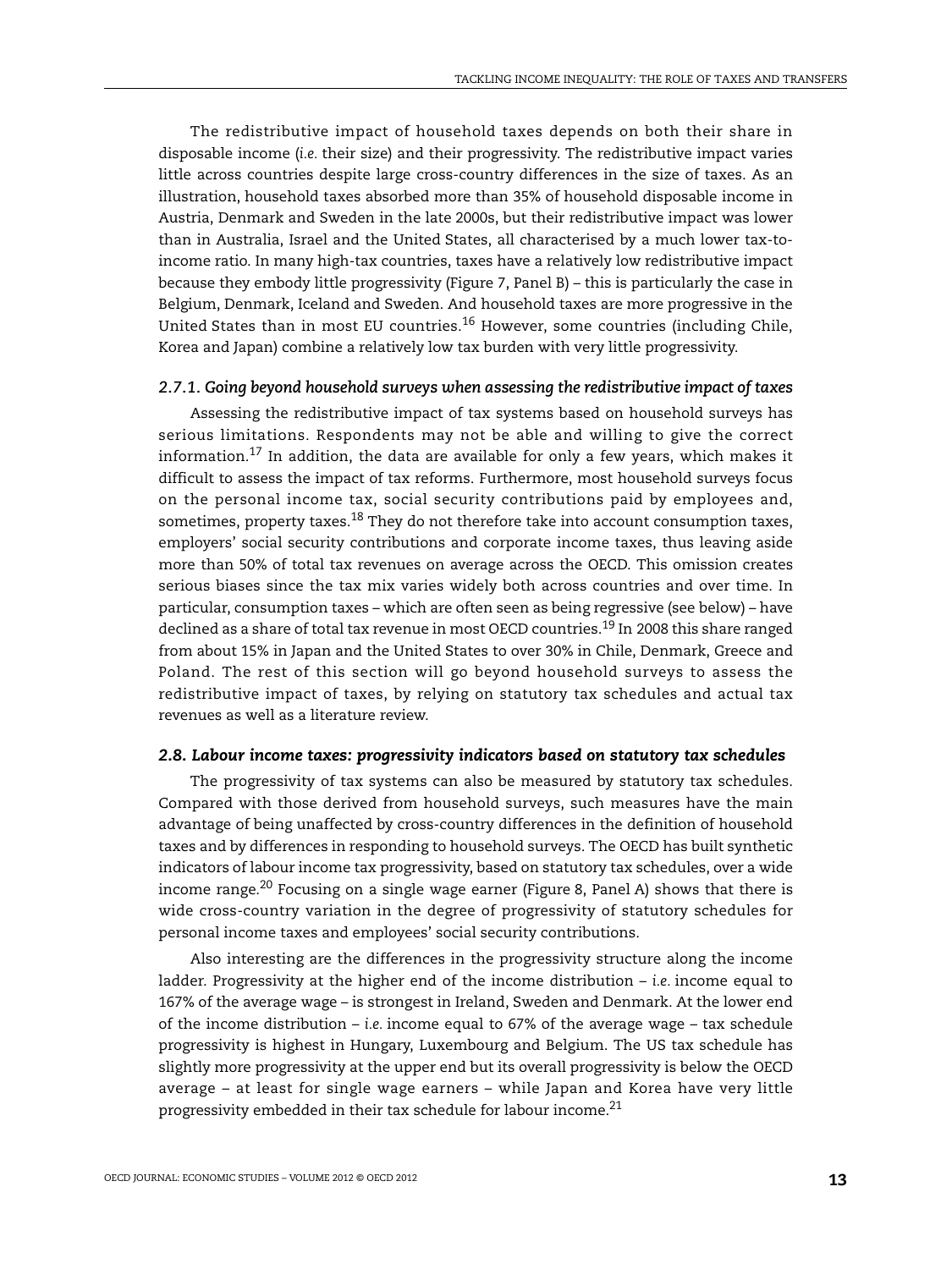The redistributive impact of household taxes depends on both their share in disposable income (*i.e.* their size) and their progressivity. The redistributive impact varies little across countries despite large cross-country differences in the size of taxes. As an illustration, household taxes absorbed more than 35% of household disposable income in Austria, Denmark and Sweden in the late 2000s, but their redistributive impact was lower than in Australia, Israel and the United States, all characterised by a much lower tax-to-income ratio. In many high-tax countries, taxes have a relatively low redistributive impact because they embody little progressivity (Figure 7, Panel B) – this is particularly the case in Belgium, Denmark, Iceland and Sweden. And household taxes are more progressive in the United States than in most EU countries.[16] However, some countries (including Chile, Korea and Japan) combine a relatively low tax burden with very little progressivity.

#### *2.7.1. Going beyond household surveys when assessing the redistributive impact of taxes*

Assessing the redistributive impact of tax systems based on household surveys has serious limitations. Respondents may not be able and willing to give the correct information.[17] In addition, the data are available for only a few years, which makes it difficult to assess the impact of tax reforms. Furthermore, most household surveys focus on the personal income tax, social security contributions paid by employees and, sometimes, property taxes.[18] They do not therefore take into account consumption taxes, employers' social security contributions and corporate income taxes, thus leaving aside more than 50% of total tax revenues on average across the OECD. This omission creates serious biases since the tax mix varies widely both across countries and over time. In particular, consumption taxes – which are often seen as being regressive (see below) – have declined as a share of total tax revenue in most OECD countries.[19] In 2008 this share ranged from about 15% in Japan and the United States to over 30% in Chile, Denmark, Greece and Poland. The rest of this section will go beyond household surveys to assess the redistributive impact of taxes, by relying on statutory tax schedules and actual tax revenues as well as a literature review.

### *2.8. Labour income taxes: progressivity indicators based on statutory tax schedules*

The progressivity of tax systems can also be measured by statutory tax schedules. Compared with those derived from household surveys, such measures have the main advantage of being unaffected by cross-country differences in the definition of household taxes and by differences in responding to household surveys. The OECD has built synthetic indicators of labour income tax progressivity, based on statutory tax schedules, over a wide income range.[20] Focusing on a single wage earner (Figure 8, Panel A) shows that there is wide cross-country variation in the degree of progressivity of statutory schedules for personal income taxes and employees' social security contributions.

Also interesting are the differences in the progressivity structure along the income ladder. Progressivity at the higher end of the income distribution – *i.e.* income equal to 167% of the average wage – is strongest in Ireland, Sweden and Denmark. At the lower end of the income distribution – *i.e.* income equal to 67% of the average wage – tax schedule progressivity is highest in Hungary, Luxembourg and Belgium. The US tax schedule has slightly more progressivity at the upper end but its overall progressivity is below the OECD average – at least for single wage earners – while Japan and Korea have very little progressivity embedded in their tax schedule for labour income.[21]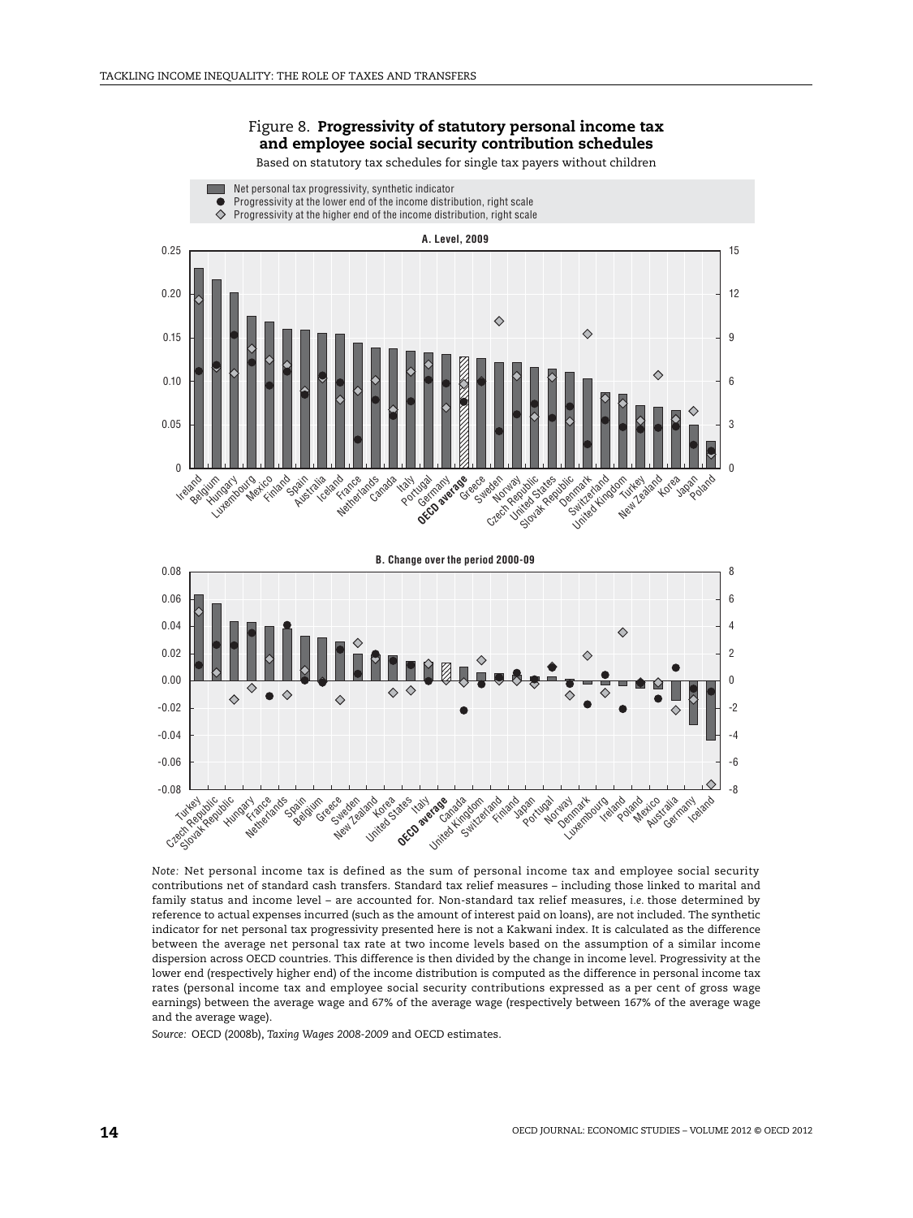Figure 8. **Progressivity of statutory personal income tax and employee social security contribution schedules**

Based on statutory tax schedules for single tax payers without children

*Note:* Net personal income tax is defined as the sum of personal income tax and employee social security contributions net of standard cash transfers. Standard tax relief measures – including those linked to marital and family status and income level – are accounted for. Non-standard tax relief measures, *i.e.* those determined by reference to actual expenses incurred (such as the amount of interest paid on loans), are not included. The synthetic indicator for net personal tax progressivity presented here is not a Kakwani index. It is calculated as the difference between the average net personal tax rate at two income levels based on the assumption of a similar income dispersion across OECD countries. This difference is then divided by the change in income level. Progressivity at the lower end (respectively higher end) of the income distribution is computed as the difference in personal income tax rates (personal income tax and employee social security contributions expressed as a per cent of gross wage earnings) between the average wage and 67% of the average wage (respectively between 167% of the average wage and the average wage).

*Source:* OECD (2008b), *Taxing Wages 2008-2009* and OECD estimates.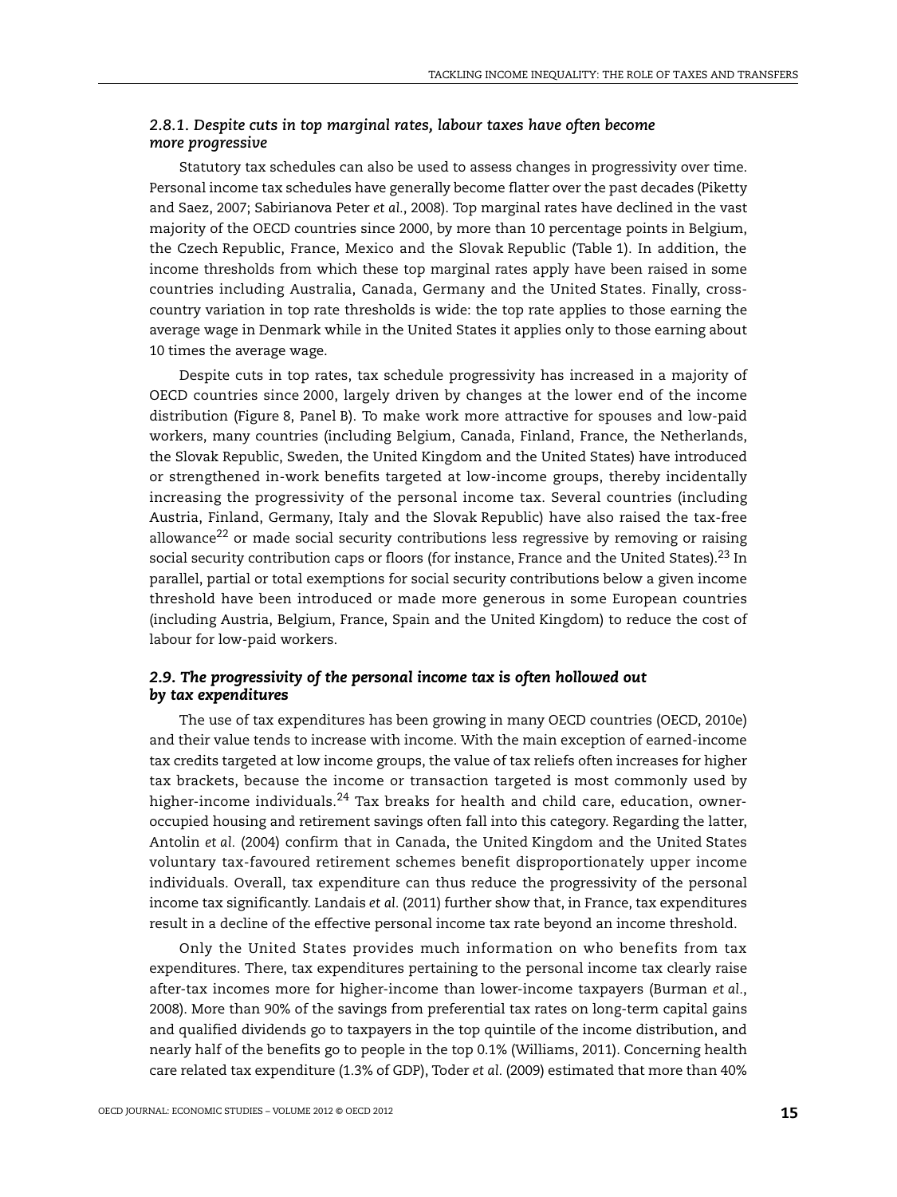### *2.8.1. Despite cuts in top marginal rates, labour taxes have often become more progressive*

Statutory tax schedules can also be used to assess changes in progressivity over time. Personal income tax schedules have generally become flatter over the past decades (Piketty and Saez, 2007; Sabirianova Peter *et al.*, 2008). Top marginal rates have declined in the vast majority of the OECD countries since 2000, by more than 10 percentage points in Belgium, the Czech Republic, France, Mexico and the Slovak Republic (Table 1). In addition, the income thresholds from which these top marginal rates apply have been raised in some countries including Australia, Canada, Germany and the United States. Finally, cross-country variation in top rate thresholds is wide: the top rate applies to those earning the average wage in Denmark while in the United States it applies only to those earning about 10 times the average wage.

Despite cuts in top rates, tax schedule progressivity has increased in a majority of OECD countries since 2000, largely driven by changes at the lower end of the income distribution (Figure 8, Panel B). To make work more attractive for spouses and low-paid workers, many countries (including Belgium, Canada, Finland, France, the Netherlands, the Slovak Republic, Sweden, the United Kingdom and the United States) have introduced or strengthened in-work benefits targeted at low-income groups, thereby incidentally increasing the progressivity of the personal income tax. Several countries (including Austria, Finland, Germany, Italy and the Slovak Republic) have also raised the tax-free allowance[22] or made social security contributions less regressive by removing or raising social security contribution caps or floors (for instance, France and the United States).[23] In parallel, partial or total exemptions for social security contributions below a given income threshold have been introduced or made more generous in some European countries (including Austria, Belgium, France, Spain and the United Kingdom) to reduce the cost of labour for low-paid workers.

### *2.9. The progressivity of the personal income tax is often hollowed out by tax expenditures*

The use of tax expenditures has been growing in many OECD countries (OECD, 2010e) and their value tends to increase with income. With the main exception of earned-income tax credits targeted at low income groups, the value of tax reliefs often increases for higher tax brackets, because the income or transaction targeted is most commonly used by higher-income individuals.[24] Tax breaks for health and child care, education, owner-occupied housing and retirement savings often fall into this category. Regarding the latter, Antolin *et al.* (2004) confirm that in Canada, the United Kingdom and the United States voluntary tax-favoured retirement schemes benefit disproportionately upper income individuals. Overall, tax expenditure can thus reduce the progressivity of the personal income tax significantly. Landais *et al.* (2011) further show that, in France, tax expenditures result in a decline of the effective personal income tax rate beyond an income threshold.

Only the United States provides much information on who benefits from tax expenditures. There, tax expenditures pertaining to the personal income tax clearly raise after-tax incomes more for higher-income than lower-income taxpayers (Burman *et al.*, 2008). More than 90% of the savings from preferential tax rates on long-term capital gains and qualified dividends go to taxpayers in the top quintile of the income distribution, and nearly half of the benefits go to people in the top 0.1% (Williams, 2011). Concerning health care related tax expenditure (1.3% of GDP), Toder *et al.* (2009) estimated that more than 40%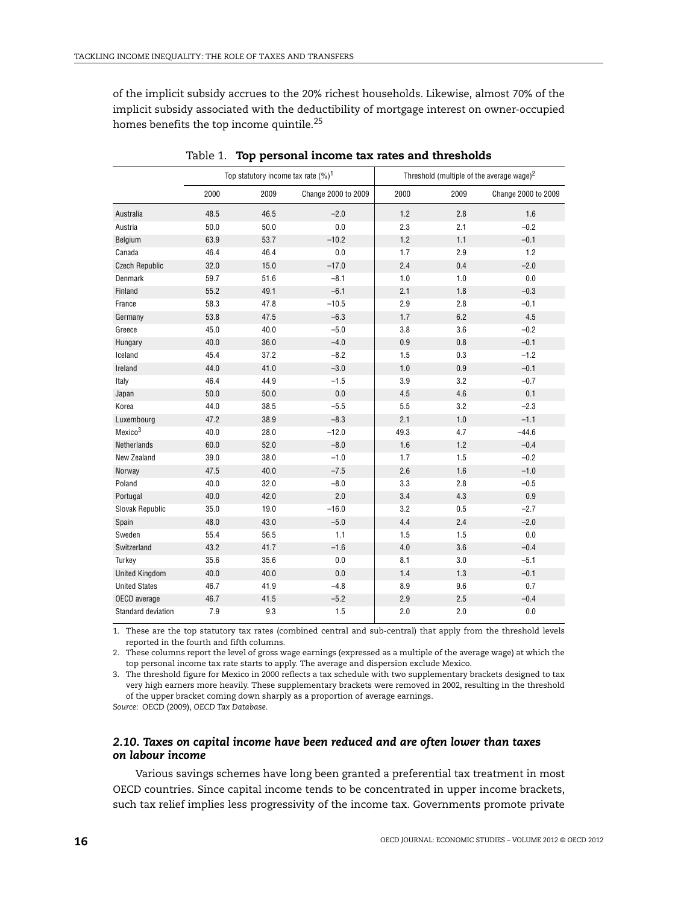of the implicit subsidy accrues to the 20% richest households. Likewise, almost 70% of the implicit subsidy associated with the deductibility of mortgage interest on owner-occupied homes benefits the top income quintile.[25]

Table 1. **Top personal income tax rates and thresholds**

| | Top statutory income tax rate (%)[1] | | | Threshold (multiple of the average wage)[2] | | |
|---|---|---|---|---|---|---|
| | 2000 | 2009 | Change 2000 to 2009 | 2000 | 2009 | Change 2000 to 2009 |
| Australia | 48.5 | 46.5 | −2.0 | 1.2 | 2.8 | 1.6 |
| Austria | 50.0 | 50.0 | 0.0 | 2.3 | 2.1 | −0.2 |
| Belgium | 63.9 | 53.7 | −10.2 | 1.2 | 1.1 | −0.1 |
| Canada | 46.4 | 46.4 | 0.0 | 1.7 | 2.9 | 1.2 |
| Czech Republic | 32.0 | 15.0 | −17.0 | 2.4 | 0.4 | −2.0 |
| Denmark | 59.7 | 51.6 | −8.1 | 1.0 | 1.0 | 0.0 |
| Finland | 55.2 | 49.1 | −6.1 | 2.1 | 1.8 | −0.3 |
| France | 58.3 | 47.8 | −10.5 | 2.9 | 2.8 | −0.1 |
| Germany | 53.8 | 47.5 | −6.3 | 1.7 | 6.2 | 4.5 |
| Greece | 45.0 | 40.0 | −5.0 | 3.8 | 3.6 | −0.2 |
| Hungary | 40.0 | 36.0 | −4.0 | 0.9 | 0.8 | −0.1 |
| Iceland | 45.4 | 37.2 | −8.2 | 1.5 | 0.3 | −1.2 |
| Ireland | 44.0 | 41.0 | −3.0 | 1.0 | 0.9 | −0.1 |
| Italy | 46.4 | 44.9 | −1.5 | 3.9 | 3.2 | −0.7 |
| Japan | 50.0 | 50.0 | 0.0 | 4.5 | 4.6 | 0.1 |
| Korea | 44.0 | 38.5 | −5.5 | 5.5 | 3.2 | −2.3 |
| Luxembourg | 47.2 | 38.9 | −8.3 | 2.1 | 1.0 | −1.1 |
| Mexico[3] | 40.0 | 28.0 | −12.0 | 49.3 | 4.7 | −44.6 |
| Netherlands | 60.0 | 52.0 | −8.0 | 1.6 | 1.2 | −0.4 |
| New Zealand | 39.0 | 38.0 | −1.0 | 1.7 | 1.5 | −0.2 |
| Norway | 47.5 | 40.0 | −7.5 | 2.6 | 1.6 | −1.0 |
| Poland | 40.0 | 32.0 | −8.0 | 3.3 | 2.8 | −0.5 |
| Portugal | 40.0 | 42.0 | 2.0 | 3.4 | 4.3 | 0.9 |
| Slovak Republic | 35.0 | 19.0 | −16.0 | 3.2 | 0.5 | −2.7 |
| Spain | 48.0 | 43.0 | −5.0 | 4.4 | 2.4 | −2.0 |
| Sweden | 55.4 | 56.5 | 1.1 | 1.5 | 1.5 | 0.0 |
| Switzerland | 43.2 | 41.7 | −1.6 | 4.0 | 3.6 | −0.4 |
| Turkey | 35.6 | 35.6 | 0.0 | 8.1 | 3.0 | −5.1 |
| United Kingdom | 40.0 | 40.0 | 0.0 | 1.4 | 1.3 | −0.1 |
| United States | 46.7 | 41.9 | −4.8 | 8.9 | 9.6 | 0.7 |
| OECD average | 46.7 | 41.5 | −5.2 | 2.9 | 2.5 | −0.4 |
| Standard deviation | 7.9 | 9.3 | 1.5 | 2.0 | 2.0 | 0.0 |

1. These are the top statutory tax rates (combined central and sub-central) that apply from the threshold levels reported in the fourth and fifth columns.
2. These columns report the level of gross wage earnings (expressed as a multiple of the average wage) at which the top personal income tax rate starts to apply. The average and dispersion exclude Mexico.
3. The threshold figure for Mexico in 2000 reflects a tax schedule with two supplementary brackets designed to tax very high earners more heavily. These supplementary brackets were removed in 2002, resulting in the threshold of the upper bracket coming down sharply as a proportion of average earnings.

*Source:* OECD (2009), *OECD Tax Database*.

### *2.10. Taxes on capital income have been reduced and are often lower than taxes on labour income*

Various savings schemes have long been granted a preferential tax treatment in most OECD countries. Since capital income tends to be concentrated in upper income brackets, such tax relief implies less progressivity of the income tax. Governments promote private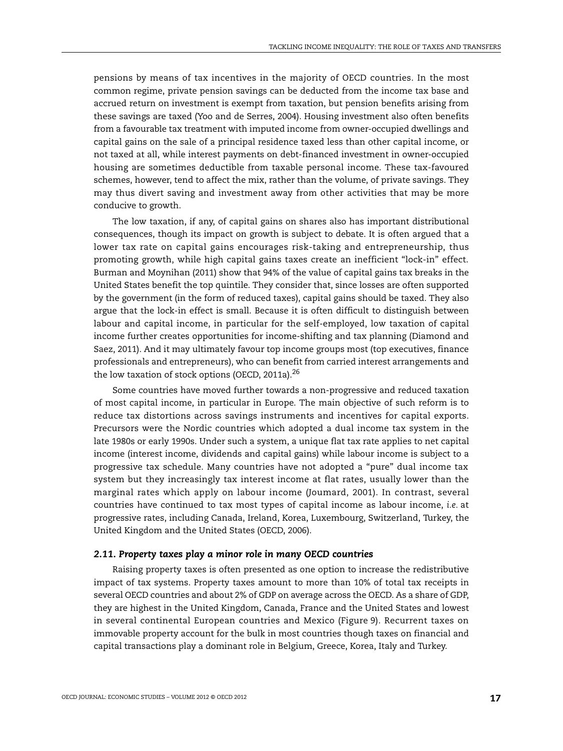pensions by means of tax incentives in the majority of OECD countries. In the most common regime, private pension savings can be deducted from the income tax base and accrued return on investment is exempt from taxation, but pension benefits arising from these savings are taxed (Yoo and de Serres, 2004). Housing investment also often benefits from a favourable tax treatment with imputed income from owner-occupied dwellings and capital gains on the sale of a principal residence taxed less than other capital income, or not taxed at all, while interest payments on debt-financed investment in owner-occupied housing are sometimes deductible from taxable personal income. These tax-favoured schemes, however, tend to affect the mix, rather than the volume, of private savings. They may thus divert saving and investment away from other activities that may be more conducive to growth.

The low taxation, if any, of capital gains on shares also has important distributional consequences, though its impact on growth is subject to debate. It is often argued that a lower tax rate on capital gains encourages risk-taking and entrepreneurship, thus promoting growth, while high capital gains taxes create an inefficient "lock-in" effect. Burman and Moynihan (2011) show that 94% of the value of capital gains tax breaks in the United States benefit the top quintile. They consider that, since losses are often supported by the government (in the form of reduced taxes), capital gains should be taxed. They also argue that the lock-in effect is small. Because it is often difficult to distinguish between labour and capital income, in particular for the self-employed, low taxation of capital income further creates opportunities for income-shifting and tax planning (Diamond and Saez, 2011). And it may ultimately favour top income groups most (top executives, finance professionals and entrepreneurs), who can benefit from carried interest arrangements and the low taxation of stock options (OECD, 2011a).[26]

Some countries have moved further towards a non-progressive and reduced taxation of most capital income, in particular in Europe. The main objective of such reform is to reduce tax distortions across savings instruments and incentives for capital exports. Precursors were the Nordic countries which adopted a dual income tax system in the late 1980s or early 1990s. Under such a system, a unique flat tax rate applies to net capital income (interest income, dividends and capital gains) while labour income is subject to a progressive tax schedule. Many countries have not adopted a "pure" dual income tax system but they increasingly tax interest income at flat rates, usually lower than the marginal rates which apply on labour income (Joumard, 2001). In contrast, several countries have continued to tax most types of capital income as labour income, *i.e.* at progressive rates, including Canada, Ireland, Korea, Luxembourg, Switzerland, Turkey, the United Kingdom and the United States (OECD, 2006).

### *2.11. Property taxes play a minor role in many OECD countries*

Raising property taxes is often presented as one option to increase the redistributive impact of tax systems. Property taxes amount to more than 10% of total tax receipts in several OECD countries and about 2% of GDP on average across the OECD. As a share of GDP, they are highest in the United Kingdom, Canada, France and the United States and lowest in several continental European countries and Mexico (Figure 9). Recurrent taxes on immovable property account for the bulk in most countries though taxes on financial and capital transactions play a dominant role in Belgium, Greece, Korea, Italy and Turkey.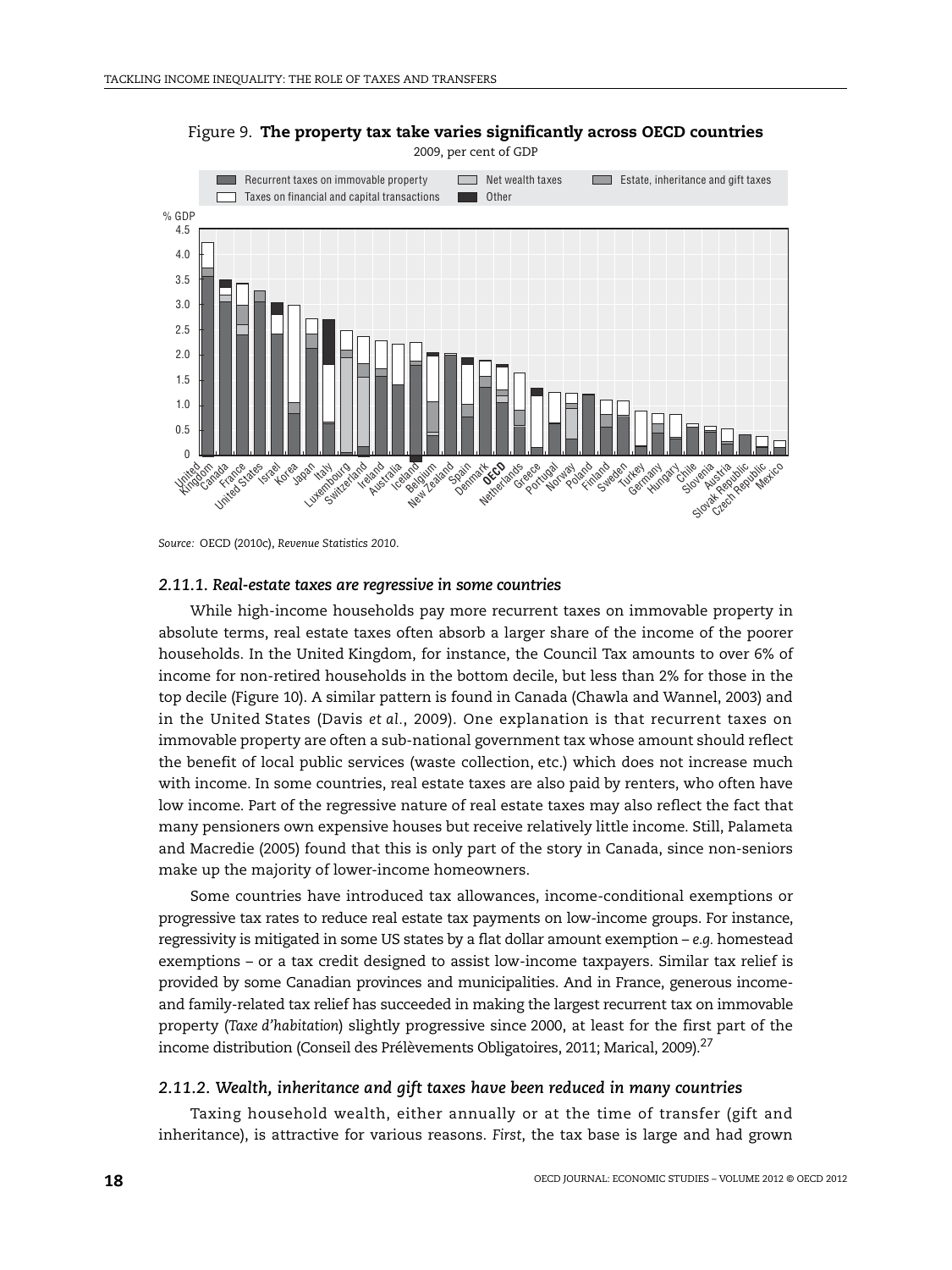Figure 9. **The property tax take varies significantly across OECD countries**

2009, per cent of GDP

*Source:* OECD (2010c), *Revenue Statistics 2010*.

### *2.11.1. Real-estate taxes are regressive in some countries*

While high-income households pay more recurrent taxes on immovable property in absolute terms, real estate taxes often absorb a larger share of the income of the poorer households. In the United Kingdom, for instance, the Council Tax amounts to over 6% of income for non-retired households in the bottom decile, but less than 2% for those in the top decile (Figure 10). A similar pattern is found in Canada (Chawla and Wannel, 2003) and in the United States (Davis *et al.*, 2009). One explanation is that recurrent taxes on immovable property are often a sub-national government tax whose amount should reflect the benefit of local public services (waste collection, etc.) which does not increase much with income. In some countries, real estate taxes are also paid by renters, who often have low income. Part of the regressive nature of real estate taxes may also reflect the fact that many pensioners own expensive houses but receive relatively little income. Still, Palameta and Macredie (2005) found that this is only part of the story in Canada, since non-seniors make up the majority of lower-income homeowners.

Some countries have introduced tax allowances, income-conditional exemptions or progressive tax rates to reduce real estate tax payments on low-income groups. For instance, regressivity is mitigated in some US states by a flat dollar amount exemption – *e.g.* homestead exemptions – or a tax credit designed to assist low-income taxpayers. Similar tax relief is provided by some Canadian provinces and municipalities. And in France, generous income- and family-related tax relief has succeeded in making the largest recurrent tax on immovable property (*Taxe d'habitation*) slightly progressive since 2000, at least for the first part of the income distribution (Conseil des Prélèvements Obligatoires, 2011; Marical, 2009).[27]

### *2.11.2. Wealth, inheritance and gift taxes have been reduced in many countries*

Taxing household wealth, either annually or at the time of transfer (gift and inheritance), is attractive for various reasons. *First*, the tax base is large and had grown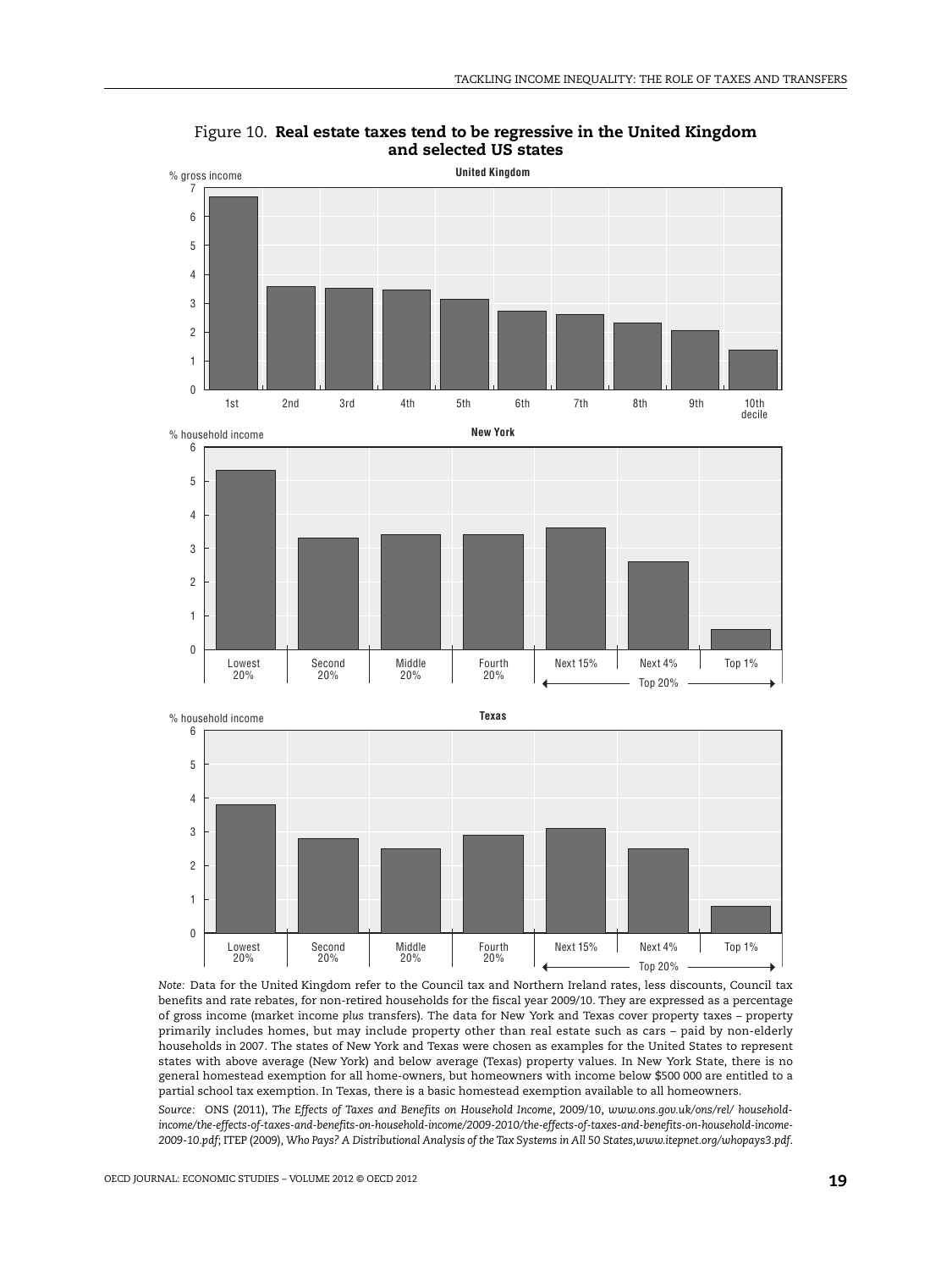Figure 10. **Real estate taxes tend to be regressive in the United Kingdom and selected US states**

*Note:* Data for the United Kingdom refer to the Council tax and Northern Ireland rates, less discounts, Council tax benefits and rate rebates, for non-retired households for the fiscal year 2009/10. They are expressed as a percentage of gross income (market income *plus* transfers). The data for New York and Texas cover property taxes – property primarily includes homes, but may include property other than real estate such as cars – paid by non-elderly households in 2007. The states of New York and Texas were chosen as examples for the United States to represent states with above average (New York) and below average (Texas) property values. In New York State, there is no general homestead exemption for all home-owners, but homeowners with income below $500 000 are entitled to a partial school tax exemption. In Texas, there is a basic homestead exemption available to all homeowners.

*Source:* ONS (2011), *The Effects of Taxes and Benefits on Household Income*, 2009/10, *www.ons.gov.uk/ons/rel/household-income/the-effects-of-taxes-and-benefits-on-household-income/2009-2010/the-effects-of-taxes-and-benefits-on-household-income-2009-10.pdf*; ITEP (2009), *Who Pays? A Distributional Analysis of the Tax Systems in All 50 States, www.itepnet.org/whopays3.pdf*.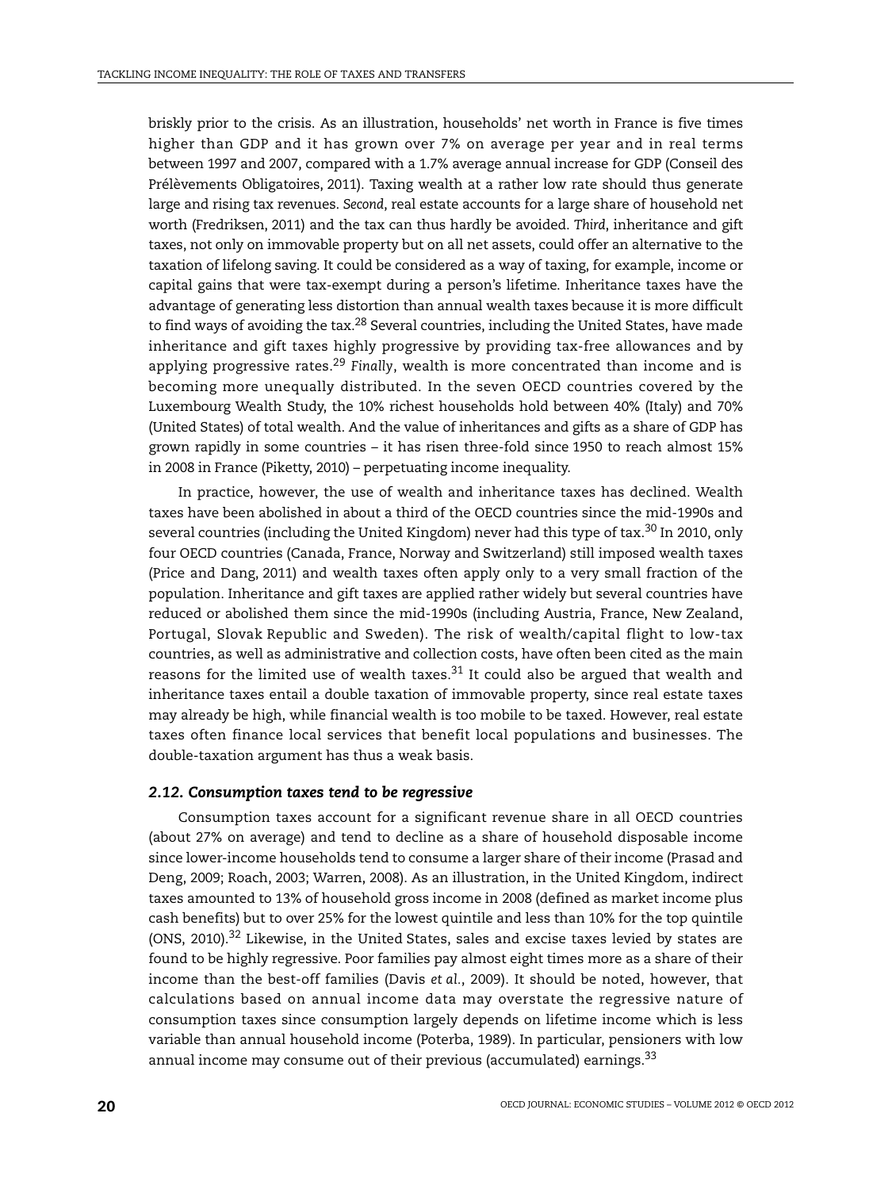briskly prior to the crisis. As an illustration, households' net worth in France is five times higher than GDP and it has grown over 7% on average per year and in real terms between 1997 and 2007, compared with a 1.7% average annual increase for GDP (Conseil des Prélèvements Obligatoires, 2011). Taxing wealth at a rather low rate should thus generate large and rising tax revenues. *Second*, real estate accounts for a large share of household net worth (Fredriksen, 2011) and the tax can thus hardly be avoided. *Third*, inheritance and gift taxes, not only on immovable property but on all net assets, could offer an alternative to the taxation of lifelong saving. It could be considered as a way of taxing, for example, income or capital gains that were tax-exempt during a person's lifetime. Inheritance taxes have the advantage of generating less distortion than annual wealth taxes because it is more difficult to find ways of avoiding the tax.[28] Several countries, including the United States, have made inheritance and gift taxes highly progressive by providing tax-free allowances and by applying progressive rates.[29] *Finally*, wealth is more concentrated than income and is becoming more unequally distributed. In the seven OECD countries covered by the Luxembourg Wealth Study, the 10% richest households hold between 40% (Italy) and 70% (United States) of total wealth. And the value of inheritances and gifts as a share of GDP has grown rapidly in some countries – it has risen three-fold since 1950 to reach almost 15% in 2008 in France (Piketty, 2010) – perpetuating income inequality.

In practice, however, the use of wealth and inheritance taxes has declined. Wealth taxes have been abolished in about a third of the OECD countries since the mid-1990s and several countries (including the United Kingdom) never had this type of tax.[30] In 2010, only four OECD countries (Canada, France, Norway and Switzerland) still imposed wealth taxes (Price and Dang, 2011) and wealth taxes often apply only to a very small fraction of the population. Inheritance and gift taxes are applied rather widely but several countries have reduced or abolished them since the mid-1990s (including Austria, France, New Zealand, Portugal, Slovak Republic and Sweden). The risk of wealth/capital flight to low-tax countries, as well as administrative and collection costs, have often been cited as the main reasons for the limited use of wealth taxes.[31] It could also be argued that wealth and inheritance taxes entail a double taxation of immovable property, since real estate taxes may already be high, while financial wealth is too mobile to be taxed. However, real estate taxes often finance local services that benefit local populations and businesses. The double-taxation argument has thus a weak basis.

### *2.12. Consumption taxes tend to be regressive*

Consumption taxes account for a significant revenue share in all OECD countries (about 27% on average) and tend to decline as a share of household disposable income since lower-income households tend to consume a larger share of their income (Prasad and Deng, 2009; Roach, 2003; Warren, 2008). As an illustration, in the United Kingdom, indirect taxes amounted to 13% of household gross income in 2008 (defined as market income plus cash benefits) but to over 25% for the lowest quintile and less than 10% for the top quintile (ONS, 2010).[32] Likewise, in the United States, sales and excise taxes levied by states are found to be highly regressive. Poor families pay almost eight times more as a share of their income than the best-off families (Davis *et al.*, 2009). It should be noted, however, that calculations based on annual income data may overstate the regressive nature of consumption taxes since consumption largely depends on lifetime income which is less variable than annual household income (Poterba, 1989). In particular, pensioners with low annual income may consume out of their previous (accumulated) earnings.[33]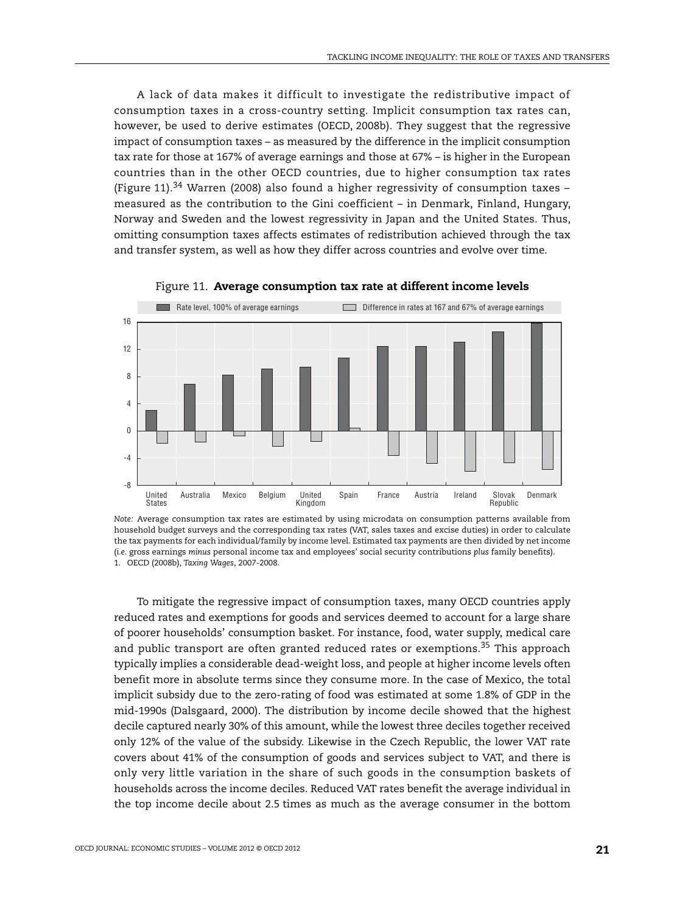A lack of data makes it difficult to investigate the redistributive impact of consumption taxes in a cross-country setting. Implicit consumption tax rates can, however, be used to derive estimates (OECD, 2008b). They suggest that the regressive impact of consumption taxes – as measured by the difference in the implicit consumption tax rate for those at 167% of average earnings and those at 67% – is higher in the European countries than in the other OECD countries, due to higher consumption tax rates (Figure 11).[34] Warren (2008) also found a higher regressivity of consumption taxes – measured as the contribution to the Gini coefficient – in Denmark, Finland, Hungary, Norway and Sweden and the lowest regressivity in Japan and the United States. Thus, omitting consumption taxes affects estimates of redistribution achieved through the tax and transfer system, as well as how they differ across countries and evolve over time.

Figure 11. **Average consumption tax rate at different income levels**

*Note:* Average consumption tax rates are estimated by using microdata on consumption patterns available from household budget surveys and the corresponding tax rates (VAT, sales taxes and excise duties) in order to calculate the tax payments for each individual/family by income level. Estimated tax payments are then divided by net income (*i.e.* gross earnings *minus* personal income tax and employees' social security contributions *plus* family benefits).

1. OECD (2008b), *Taxing Wages*, 2007-2008.

To mitigate the regressive impact of consumption taxes, many OECD countries apply reduced rates and exemptions for goods and services deemed to account for a large share of poorer households' consumption basket. For instance, food, water supply, medical care and public transport are often granted reduced rates or exemptions.[35] This approach typically implies a considerable dead-weight loss, and people at higher income levels often benefit more in absolute terms since they consume more. In the case of Mexico, the total implicit subsidy due to the zero-rating of food was estimated at some 1.8% of GDP in the mid-1990s (Dalsgaard, 2000). The distribution by income decile showed that the highest decile captured nearly 30% of this amount, while the lowest three deciles together received only 12% of the value of the subsidy. Likewise in the Czech Republic, the lower VAT rate covers about 41% of the consumption of goods and services subject to VAT, and there is only very little variation in the share of such goods in the consumption baskets of households across the income deciles. Reduced VAT rates benefit the average individual in the top income decile about 2.5 times as much as the average consumer in the bottom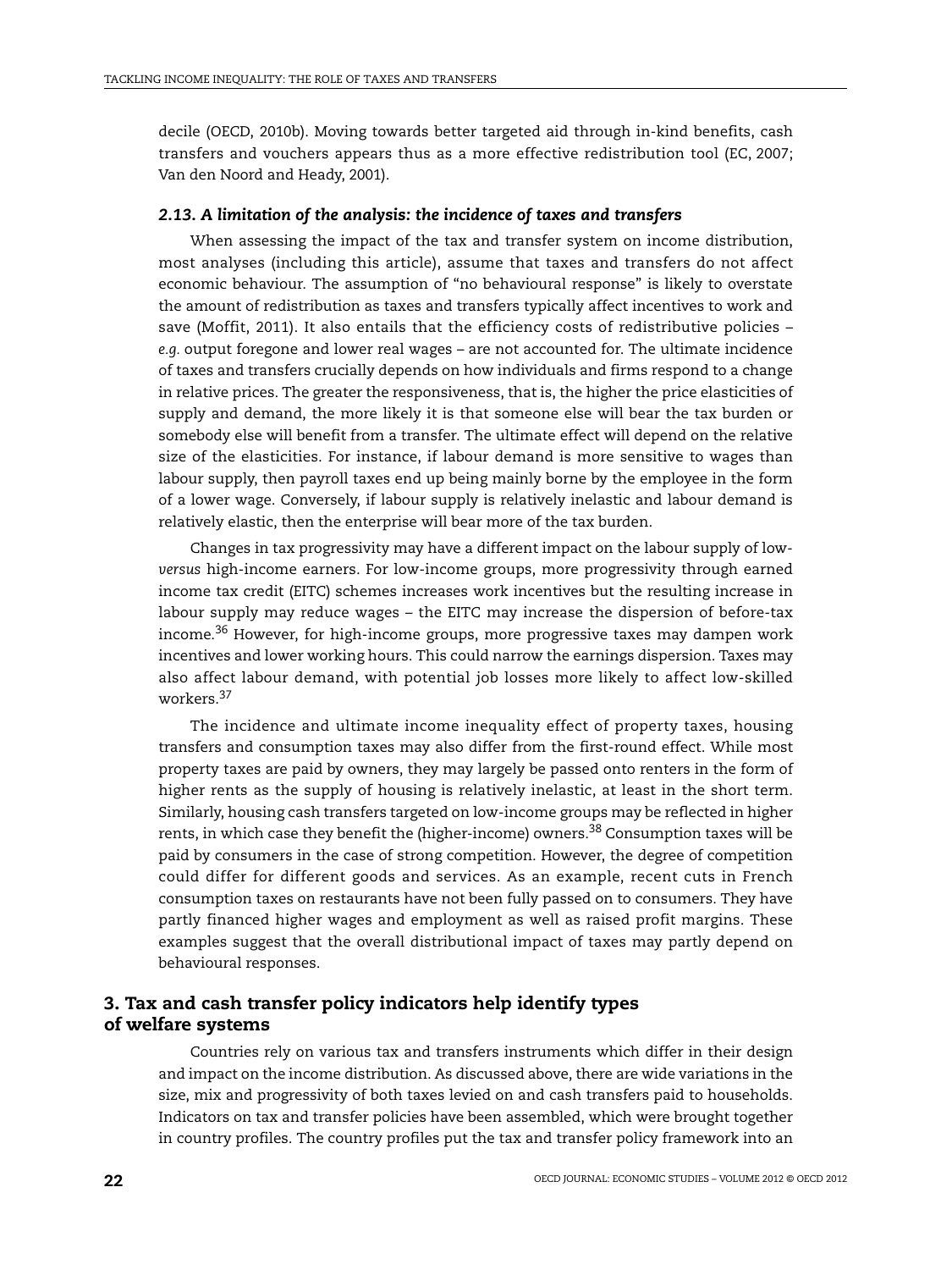decile (OECD, 2010b). Moving towards better targeted aid through in-kind benefits, cash transfers and vouchers appears thus as a more effective redistribution tool (EC, 2007; Van den Noord and Heady, 2001).

### *2.13. A limitation of the analysis: the incidence of taxes and transfers*

When assessing the impact of the tax and transfer system on income distribution, most analyses (including this article), assume that taxes and transfers do not affect economic behaviour. The assumption of "no behavioural response" is likely to overstate the amount of redistribution as taxes and transfers typically affect incentives to work and save (Moffit, 2011). It also entails that the efficiency costs of redistributive policies – *e.g.* output foregone and lower real wages – are not accounted for. The ultimate incidence of taxes and transfers crucially depends on how individuals and firms respond to a change in relative prices. The greater the responsiveness, that is, the higher the price elasticities of supply and demand, the more likely it is that someone else will bear the tax burden or somebody else will benefit from a transfer. The ultimate effect will depend on the relative size of the elasticities. For instance, if labour demand is more sensitive to wages than labour supply, then payroll taxes end up being mainly borne by the employee in the form of a lower wage. Conversely, if labour supply is relatively inelastic and labour demand is relatively elastic, then the enterprise will bear more of the tax burden.

Changes in tax progressivity may have a different impact on the labour supply of low- *versus* high-income earners. For low-income groups, more progressivity through earned income tax credit (EITC) schemes increases work incentives but the resulting increase in labour supply may reduce wages – the EITC may increase the dispersion of before-tax income.[36] However, for high-income groups, more progressive taxes may dampen work incentives and lower working hours. This could narrow the earnings dispersion. Taxes may also affect labour demand, with potential job losses more likely to affect low-skilled workers.[37]

The incidence and ultimate income inequality effect of property taxes, housing transfers and consumption taxes may also differ from the first-round effect. While most property taxes are paid by owners, they may largely be passed onto renters in the form of higher rents as the supply of housing is relatively inelastic, at least in the short term. Similarly, housing cash transfers targeted on low-income groups may be reflected in higher rents, in which case they benefit the (higher-income) owners.[38] Consumption taxes will be paid by consumers in the case of strong competition. However, the degree of competition could differ for different goods and services. As an example, recent cuts in French consumption taxes on restaurants have not been fully passed on to consumers. They have partly financed higher wages and employment as well as raised profit margins. These examples suggest that the overall distributional impact of taxes may partly depend on behavioural responses.

## 3. Tax and cash transfer policy indicators help identify types of welfare systems

Countries rely on various tax and transfers instruments which differ in their design and impact on the income distribution. As discussed above, there are wide variations in the size, mix and progressivity of both taxes levied on and cash transfers paid to households. Indicators on tax and transfer policies have been assembled, which were brought together in country profiles. The country profiles put the tax and transfer policy framework into an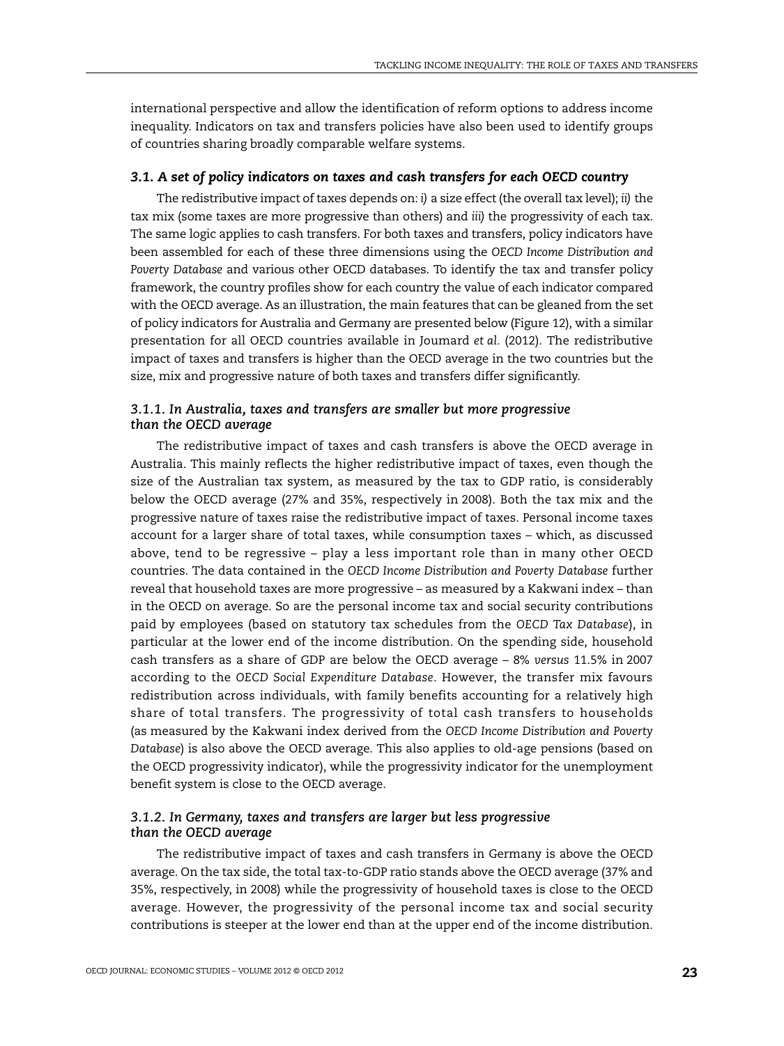international perspective and allow the identification of reform options to address income inequality. Indicators on tax and transfers policies have also been used to identify groups of countries sharing broadly comparable welfare systems.

### 3.1. A set of policy indicators on taxes and cash transfers for each OECD country

The redistributive impact of taxes depends on: *i)* a size effect (the overall tax level); *ii)* the tax mix (some taxes are more progressive than others) and *iii)* the progressivity of each tax. The same logic applies to cash transfers. For both taxes and transfers, policy indicators have been assembled for each of these three dimensions using the *OECD Income Distribution and Poverty Database* and various other OECD databases. To identify the tax and transfer policy framework, the country profiles show for each country the value of each indicator compared with the OECD average. As an illustration, the main features that can be gleaned from the set of policy indicators for Australia and Germany are presented below (Figure 12), with a similar presentation for all OECD countries available in Joumard *et al.* (2012). The redistributive impact of taxes and transfers is higher than the OECD average in the two countries but the size, mix and progressive nature of both taxes and transfers differ significantly.

#### 3.1.1. In Australia, taxes and transfers are smaller but more progressive than the OECD average

The redistributive impact of taxes and cash transfers is above the OECD average in Australia. This mainly reflects the higher redistributive impact of taxes, even though the size of the Australian tax system, as measured by the tax to GDP ratio, is considerably below the OECD average (27% and 35%, respectively in 2008). Both the tax mix and the progressive nature of taxes raise the redistributive impact of taxes. Personal income taxes account for a larger share of total taxes, while consumption taxes – which, as discussed above, tend to be regressive – play a less important role than in many other OECD countries. The data contained in the *OECD Income Distribution and Poverty Database* further reveal that household taxes are more progressive – as measured by a Kakwani index – than in the OECD on average. So are the personal income tax and social security contributions paid by employees (based on statutory tax schedules from the *OECD Tax Database*), in particular at the lower end of the income distribution. On the spending side, household cash transfers as a share of GDP are below the OECD average – 8% *versus* 11.5% in 2007 according to the *OECD Social Expenditure Database*. However, the transfer mix favours redistribution across individuals, with family benefits accounting for a relatively high share of total transfers. The progressivity of total cash transfers to households (as measured by the Kakwani index derived from the *OECD Income Distribution and Poverty Database*) is also above the OECD average. This also applies to old-age pensions (based on the OECD progressivity indicator), while the progressivity indicator for the unemployment benefit system is close to the OECD average.

#### 3.1.2. In Germany, taxes and transfers are larger but less progressive than the OECD average

The redistributive impact of taxes and cash transfers in Germany is above the OECD average. On the tax side, the total tax-to-GDP ratio stands above the OECD average (37% and 35%, respectively, in 2008) while the progressivity of household taxes is close to the OECD average. However, the progressivity of the personal income tax and social security contributions is steeper at the lower end than at the upper end of the income distribution.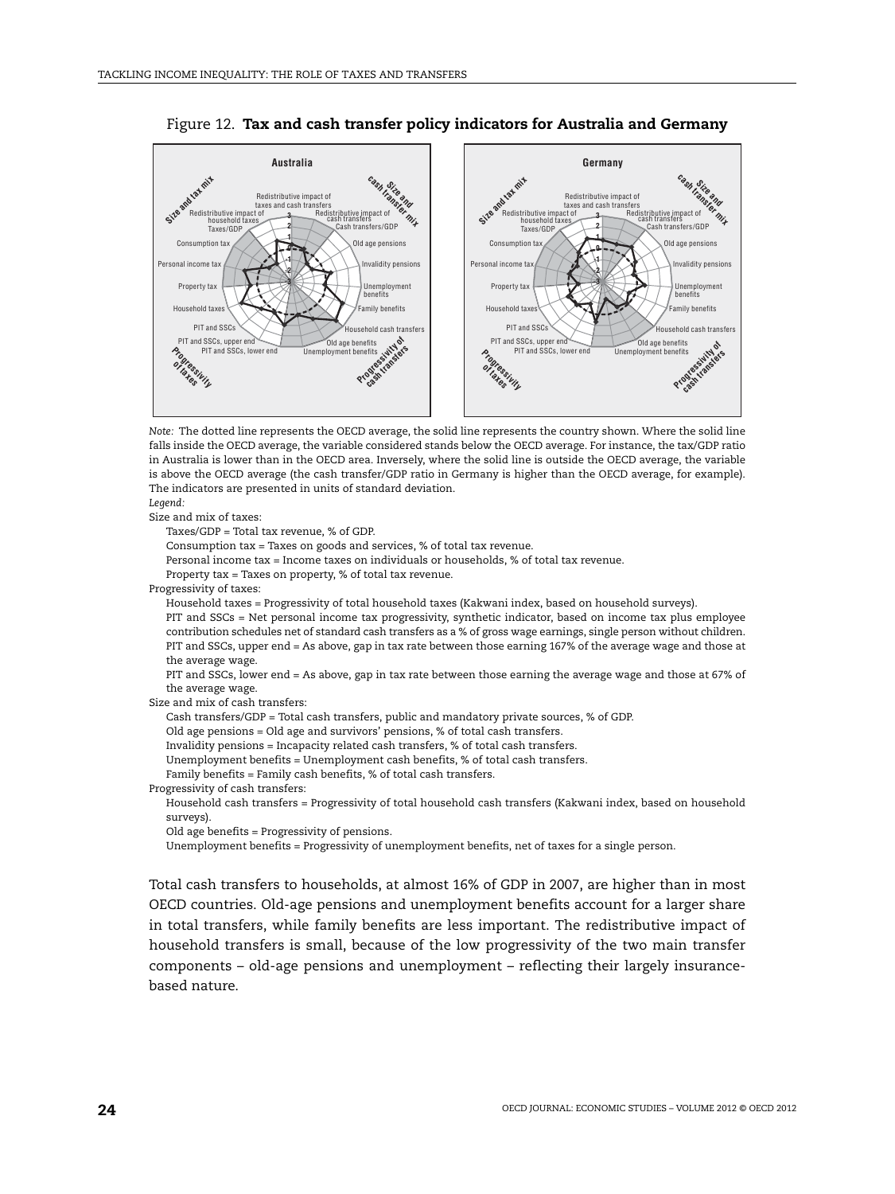Figure 12. **Tax and cash transfer policy indicators for Australia and Germany**

*Note:* The dotted line represents the OECD average, the solid line represents the country shown. Where the solid line falls inside the OECD average, the variable considered stands below the OECD average. For instance, the tax/GDP ratio in Australia is lower than in the OECD area. Inversely, where the solid line is outside the OECD average, the variable is above the OECD average (the cash transfer/GDP ratio in Germany is higher than the OECD average, for example). The indicators are presented in units of standard deviation.

*Legend:*

Size and mix of taxes:

- Taxes/GDP = Total tax revenue, % of GDP.
- Consumption tax = Taxes on goods and services, % of total tax revenue.
- Personal income tax = Income taxes on individuals or households, % of total tax revenue.
- Property tax = Taxes on property, % of total tax revenue.

Progressivity of taxes:

- Household taxes = Progressivity of total household taxes (Kakwani index, based on household surveys).
- PIT and SSCs = Net personal income tax progressivity, synthetic indicator, based on income tax plus employee contribution schedules net of standard cash transfers as a % of gross wage earnings, single person without children.
- PIT and SSCs, upper end = As above, gap in tax rate between those earning 167% of the average wage and those at the average wage.
- PIT and SSCs, lower end = As above, gap in tax rate between those earning the average wage and those at 67% of the average wage.

Size and mix of cash transfers:

- Cash transfers/GDP = Total cash transfers, public and mandatory private sources, % of GDP.
- Old age pensions = Old age and survivors' pensions, % of total cash transfers.
- Invalidity pensions = Incapacity related cash transfers, % of total cash transfers.
- Unemployment benefits = Unemployment cash benefits, % of total cash transfers.
- Family benefits = Family cash benefits, % of total cash transfers.

Progressivity of cash transfers:

- Household cash transfers = Progressivity of total household cash transfers (Kakwani index, based on household surveys).
- Old age benefits = Progressivity of pensions.
- Unemployment benefits = Progressivity of unemployment benefits, net of taxes for a single person.

Total cash transfers to households, at almost 16% of GDP in 2007, are higher than in most OECD countries. Old-age pensions and unemployment benefits account for a larger share in total transfers, while family benefits are less important. The redistributive impact of household transfers is small, because of the low progressivity of the two main transfer components – old-age pensions and unemployment – reflecting their largely insurance-based nature.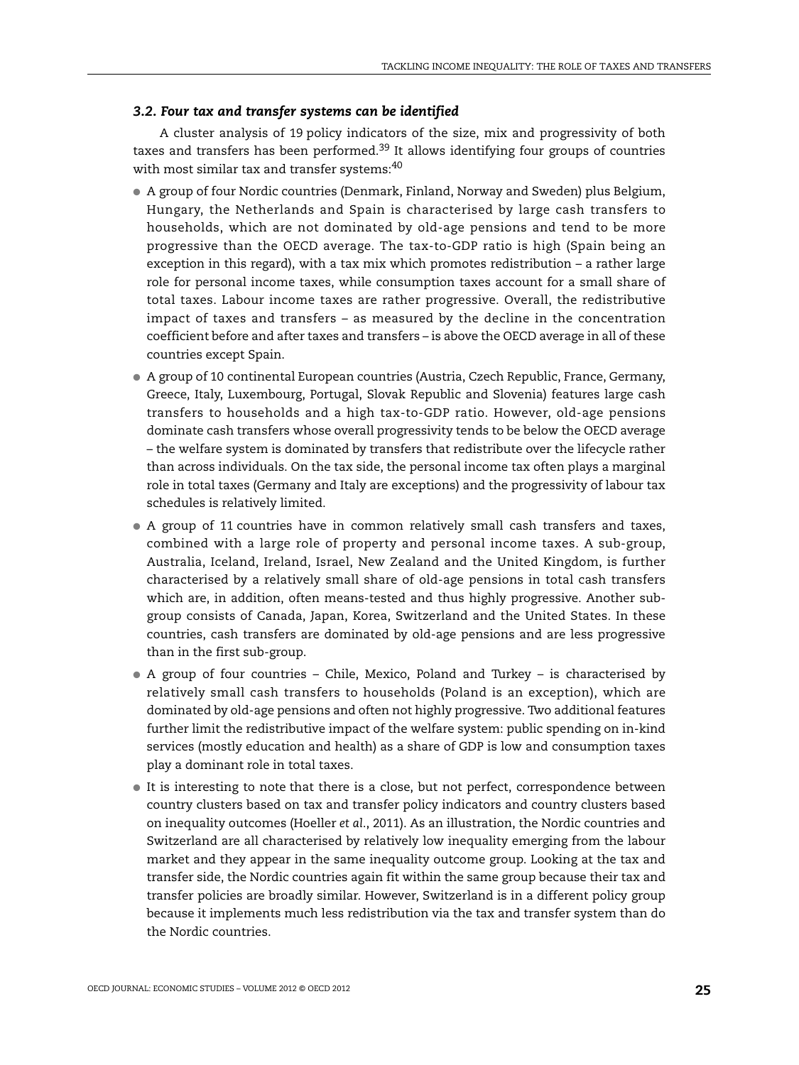### *3.2. Four tax and transfer systems can be identified*

A cluster analysis of 19 policy indicators of the size, mix and progressivity of both taxes and transfers has been performed.[39] It allows identifying four groups of countries with most similar tax and transfer systems:[40]

- A group of four Nordic countries (Denmark, Finland, Norway and Sweden) plus Belgium, Hungary, the Netherlands and Spain is characterised by large cash transfers to households, which are not dominated by old-age pensions and tend to be more progressive than the OECD average. The tax-to-GDP ratio is high (Spain being an exception in this regard), with a tax mix which promotes redistribution – a rather large role for personal income taxes, while consumption taxes account for a small share of total taxes. Labour income taxes are rather progressive. Overall, the redistributive impact of taxes and transfers – as measured by the decline in the concentration coefficient before and after taxes and transfers – is above the OECD average in all of these countries except Spain.
- A group of 10 continental European countries (Austria, Czech Republic, France, Germany, Greece, Italy, Luxembourg, Portugal, Slovak Republic and Slovenia) features large cash transfers to households and a high tax-to-GDP ratio. However, old-age pensions dominate cash transfers whose overall progressivity tends to be below the OECD average – the welfare system is dominated by transfers that redistribute over the lifecycle rather than across individuals. On the tax side, the personal income tax often plays a marginal role in total taxes (Germany and Italy are exceptions) and the progressivity of labour tax schedules is relatively limited.
- A group of 11 countries have in common relatively small cash transfers and taxes, combined with a large role of property and personal income taxes. A sub-group, Australia, Iceland, Ireland, Israel, New Zealand and the United Kingdom, is further characterised by a relatively small share of old-age pensions in total cash transfers which are, in addition, often means-tested and thus highly progressive. Another sub-group consists of Canada, Japan, Korea, Switzerland and the United States. In these countries, cash transfers are dominated by old-age pensions and are less progressive than in the first sub-group.
- A group of four countries – Chile, Mexico, Poland and Turkey – is characterised by relatively small cash transfers to households (Poland is an exception), which are dominated by old-age pensions and often not highly progressive. Two additional features further limit the redistributive impact of the welfare system: public spending on in-kind services (mostly education and health) as a share of GDP is low and consumption taxes play a dominant role in total taxes.
- It is interesting to note that there is a close, but not perfect, correspondence between country clusters based on tax and transfer policy indicators and country clusters based on inequality outcomes (Hoeller *et al.*, 2011). As an illustration, the Nordic countries and Switzerland are all characterised by relatively low inequality emerging from the labour market and they appear in the same inequality outcome group. Looking at the tax and transfer side, the Nordic countries again fit within the same group because their tax and transfer policies are broadly similar. However, Switzerland is in a different policy group because it implements much less redistribution via the tax and transfer system than do the Nordic countries.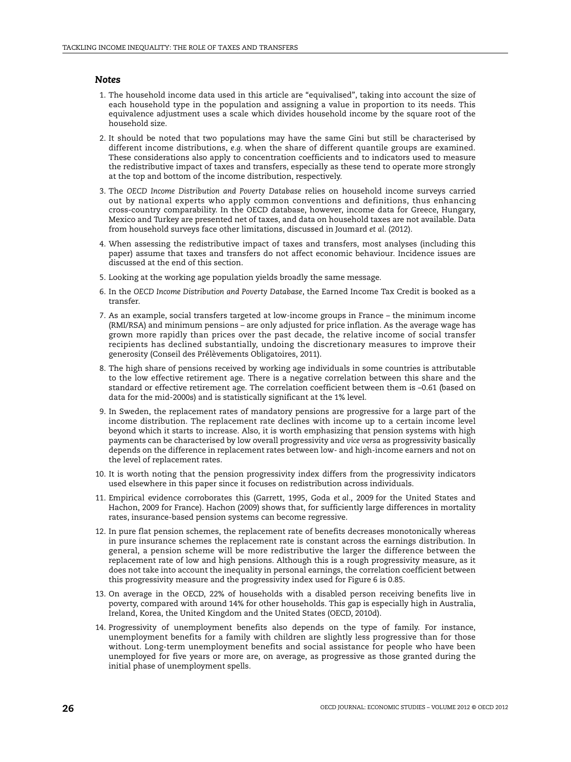### *Notes*

1. The household income data used in this article are "equivalised", taking into account the size of each household type in the population and assigning a value in proportion to its needs. This equivalence adjustment uses a scale which divides household income by the square root of the household size.

2. It should be noted that two populations may have the same Gini but still be characterised by different income distributions, *e.g.* when the share of different quantile groups are examined. These considerations also apply to concentration coefficients and to indicators used to measure the redistributive impact of taxes and transfers, especially as these tend to operate more strongly at the top and bottom of the income distribution, respectively.

3. The *OECD Income Distribution and Poverty Database* relies on household income surveys carried out by national experts who apply common conventions and definitions, thus enhancing cross-country comparability. In the OECD database, however, income data for Greece, Hungary, Mexico and Turkey are presented net of taxes, and data on household taxes are not available. Data from household surveys face other limitations, discussed in Joumard *et al.* (2012).

4. When assessing the redistributive impact of taxes and transfers, most analyses (including this paper) assume that taxes and transfers do not affect economic behaviour. Incidence issues are discussed at the end of this section.

5. Looking at the working age population yields broadly the same message.

6. In the *OECD Income Distribution and Poverty Database*, the Earned Income Tax Credit is booked as a transfer.

7. As an example, social transfers targeted at low-income groups in France – the minimum income (RMI/RSA) and minimum pensions – are only adjusted for price inflation. As the average wage has grown more rapidly than prices over the past decade, the relative income of social transfer recipients has declined substantially, undoing the discretionary measures to improve their generosity (Conseil des Prélèvements Obligatoires, 2011).

8. The high share of pensions received by working age individuals in some countries is attributable to the low effective retirement age. There is a negative correlation between this share and the standard or effective retirement age. The correlation coefficient between them is –0.61 (based on data for the mid-2000s) and is statistically significant at the 1% level.

9. In Sweden, the replacement rates of mandatory pensions are progressive for a large part of the income distribution. The replacement rate declines with income up to a certain income level beyond which it starts to increase. Also, it is worth emphasizing that pension systems with high payments can be characterised by low overall progressivity and *vice versa* as progressivity basically depends on the difference in replacement rates between low- and high-income earners and not on the level of replacement rates.

10. It is worth noting that the pension progressivity index differs from the progressivity indicators used elsewhere in this paper since it focuses on redistribution across individuals.

11. Empirical evidence corroborates this (Garrett, 1995, Goda *et al.,* 2009 for the United States and Hachon, 2009 for France). Hachon (2009) shows that, for sufficiently large differences in mortality rates, insurance-based pension systems can become regressive.

12. In pure flat pension schemes, the replacement rate of benefits decreases monotonically whereas in pure insurance schemes the replacement rate is constant across the earnings distribution. In general, a pension scheme will be more redistributive the larger the difference between the replacement rate of low and high pensions. Although this is a rough progressivity measure, as it does not take into account the inequality in personal earnings, the correlation coefficient between this progressivity measure and the progressivity index used for Figure 6 is 0.85.

13. On average in the OECD, 22% of households with a disabled person receiving benefits live in poverty, compared with around 14% for other households. This gap is especially high in Australia, Ireland, Korea, the United Kingdom and the United States (OECD, 2010d).

14. Progressivity of unemployment benefits also depends on the type of family. For instance, unemployment benefits for a family with children are slightly less progressive than for those without. Long-term unemployment benefits and social assistance for people who have been unemployed for five years or more are, on average, as progressive as those granted during the initial phase of unemployment spells.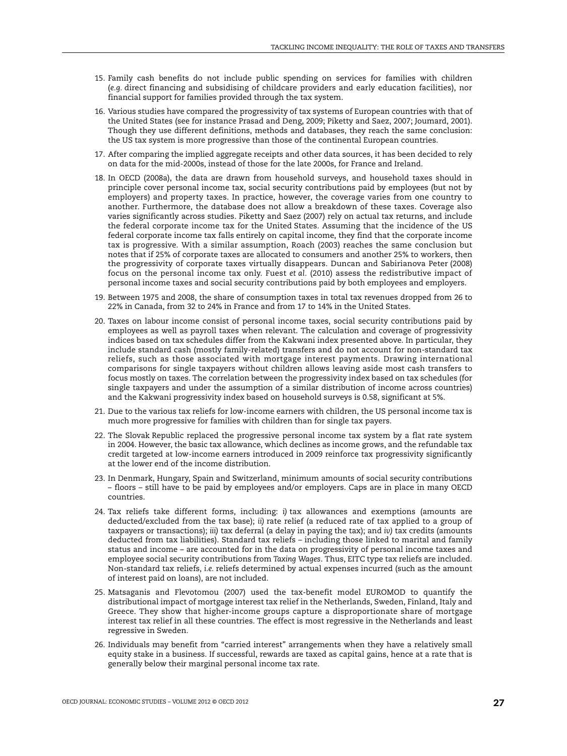15. Family cash benefits do not include public spending on services for families with children (*e.g.* direct financing and subsidising of childcare providers and early education facilities), nor financial support for families provided through the tax system.

16. Various studies have compared the progressivity of tax systems of European countries with that of the United States (see for instance Prasad and Deng, 2009; Piketty and Saez, 2007; Joumard, 2001). Though they use different definitions, methods and databases, they reach the same conclusion: the US tax system is more progressive than those of the continental European countries.

17. After comparing the implied aggregate receipts and other data sources, it has been decided to rely on data for the mid-2000s, instead of those for the late 2000s, for France and Ireland.

18. In OECD (2008a), the data are drawn from household surveys, and household taxes should in principle cover personal income tax, social security contributions paid by employees (but not by employers) and property taxes. In practice, however, the coverage varies from one country to another. Furthermore, the database does not allow a breakdown of these taxes. Coverage also varies significantly across studies. Piketty and Saez (2007) rely on actual tax returns, and include the federal corporate income tax for the United States. Assuming that the incidence of the US federal corporate income tax falls entirely on capital income, they find that the corporate income tax is progressive. With a similar assumption, Roach (2003) reaches the same conclusion but notes that if 25% of corporate taxes are allocated to consumers and another 25% to workers, then the progressivity of corporate taxes virtually disappears. Duncan and Sabirianova Peter (2008) focus on the personal income tax only. Fuest *et al.* (2010) assess the redistributive impact of personal income taxes and social security contributions paid by both employees and employers.

19. Between 1975 and 2008, the share of consumption taxes in total tax revenues dropped from 26 to 22% in Canada, from 32 to 24% in France and from 17 to 14% in the United States.

20. Taxes on labour income consist of personal income taxes, social security contributions paid by employees as well as payroll taxes when relevant. The calculation and coverage of progressivity indices based on tax schedules differ from the Kakwani index presented above. In particular, they include standard cash (mostly family-related) transfers and do not account for non-standard tax reliefs, such as those associated with mortgage interest payments. Drawing international comparisons for single taxpayers without children allows leaving aside most cash transfers to focus mostly on taxes. The correlation between the progressivity index based on tax schedules (for single taxpayers and under the assumption of a similar distribution of income across countries) and the Kakwani progressivity index based on household surveys is 0.58, significant at 5%.

21. Due to the various tax reliefs for low-income earners with children, the US personal income tax is much more progressive for families with children than for single tax payers.

22. The Slovak Republic replaced the progressive personal income tax system by a flat rate system in 2004. However, the basic tax allowance, which declines as income grows, and the refundable tax credit targeted at low-income earners introduced in 2009 reinforce tax progressivity significantly at the lower end of the income distribution.

23. In Denmark, Hungary, Spain and Switzerland, minimum amounts of social security contributions – floors – still have to be paid by employees and/or employers. Caps are in place in many OECD countries.

24. Tax reliefs take different forms, including: *i)* tax allowances and exemptions (amounts are deducted/excluded from the tax base); *ii)* rate relief (a reduced rate of tax applied to a group of taxpayers or transactions); *iii)* tax deferral (a delay in paying the tax); and *iv)* tax credits (amounts deducted from tax liabilities). Standard tax reliefs – including those linked to marital and family status and income – are accounted for in the data on progressivity of personal income taxes and employee social security contributions from *Taxing Wages*. Thus, EITC type tax reliefs are included. Non-standard tax reliefs, *i.e.* reliefs determined by actual expenses incurred (such as the amount of interest paid on loans), are not included.

25. Matsaganis and Flevotomou (2007) used the tax-benefit model EUROMOD to quantify the distributional impact of mortgage interest tax relief in the Netherlands, Sweden, Finland, Italy and Greece. They show that higher-income groups capture a disproportionate share of mortgage interest tax relief in all these countries. The effect is most regressive in the Netherlands and least regressive in Sweden.

26. Individuals may benefit from "carried interest" arrangements when they have a relatively small equity stake in a business. If successful, rewards are taxed as capital gains, hence at a rate that is generally below their marginal personal income tax rate.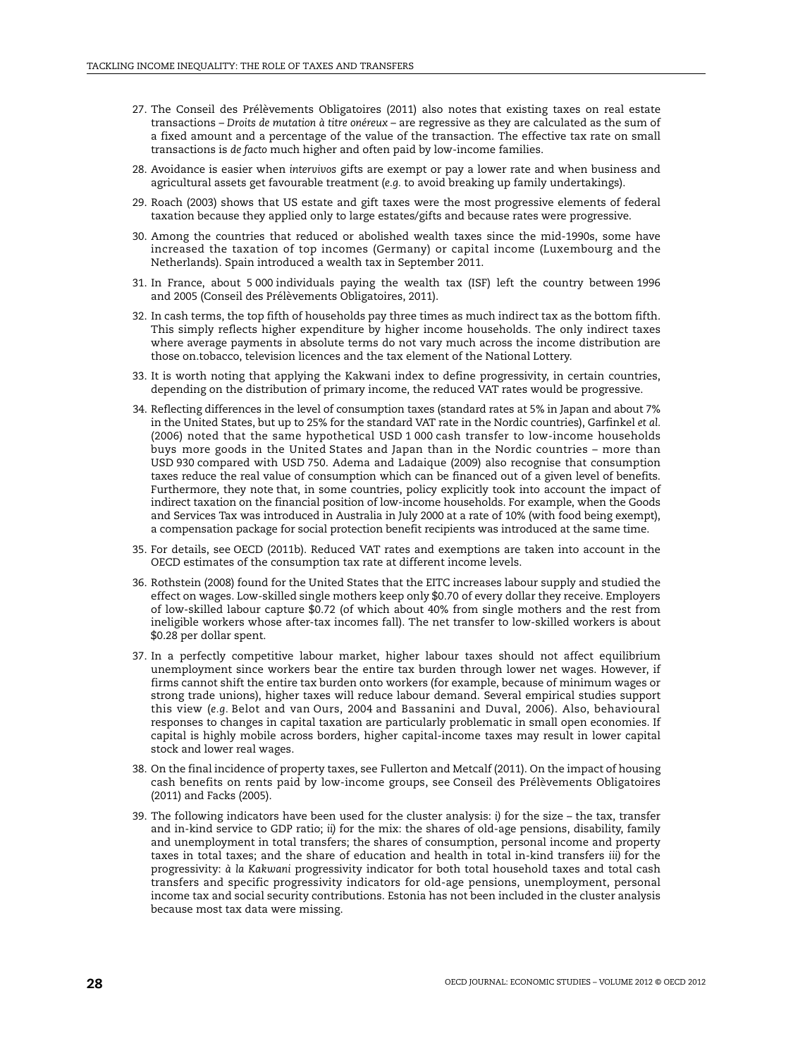27. The Conseil des Prélèvements Obligatoires (2011) also notes that existing taxes on real estate transactions – *Droits de mutation à titre onéreux* – are regressive as they are calculated as the sum of a fixed amount and a percentage of the value of the transaction. The effective tax rate on small transactions is *de facto* much higher and often paid by low-income families.

28. Avoidance is easier when *intervivos* gifts are exempt or pay a lower rate and when business and agricultural assets get favourable treatment (*e.g.* to avoid breaking up family undertakings).

29. Roach (2003) shows that US estate and gift taxes were the most progressive elements of federal taxation because they applied only to large estates/gifts and because rates were progressive.

30. Among the countries that reduced or abolished wealth taxes since the mid-1990s, some have increased the taxation of top incomes (Germany) or capital income (Luxembourg and the Netherlands). Spain introduced a wealth tax in September 2011.

31. In France, about 5 000 individuals paying the wealth tax (ISF) left the country between 1996 and 2005 (Conseil des Prélèvements Obligatoires, 2011).

32. In cash terms, the top fifth of households pay three times as much indirect tax as the bottom fifth. This simply reflects higher expenditure by higher income households. The only indirect taxes where average payments in absolute terms do not vary much across the income distribution are those on.tobacco, television licences and the tax element of the National Lottery.

33. It is worth noting that applying the Kakwani index to define progressivity, in certain countries, depending on the distribution of primary income, the reduced VAT rates would be progressive.

34. Reflecting differences in the level of consumption taxes (standard rates at 5% in Japan and about 7% in the United States, but up to 25% for the standard VAT rate in the Nordic countries), Garfinkel *et al.* (2006) noted that the same hypothetical USD 1 000 cash transfer to low-income households buys more goods in the United States and Japan than in the Nordic countries – more than USD 930 compared with USD 750. Adema and Ladaique (2009) also recognise that consumption taxes reduce the real value of consumption which can be financed out of a given level of benefits. Furthermore, they note that, in some countries, policy explicitly took into account the impact of indirect taxation on the financial position of low-income households. For example, when the Goods and Services Tax was introduced in Australia in July 2000 at a rate of 10% (with food being exempt), a compensation package for social protection benefit recipients was introduced at the same time.

35. For details, see OECD (2011b). Reduced VAT rates and exemptions are taken into account in the OECD estimates of the consumption tax rate at different income levels.

36. Rothstein (2008) found for the United States that the EITC increases labour supply and studied the effect on wages. Low-skilled single mothers keep only $0.70 of every dollar they receive. Employers of low-skilled labour capture $0.72 (of which about 40% from single mothers and the rest from ineligible workers whose after-tax incomes fall). The net transfer to low-skilled workers is about $0.28 per dollar spent.

37. In a perfectly competitive labour market, higher labour taxes should not affect equilibrium unemployment since workers bear the entire tax burden through lower net wages. However, if firms cannot shift the entire tax burden onto workers (for example, because of minimum wages or strong trade unions), higher taxes will reduce labour demand. Several empirical studies support this view (*e.g.* Belot and van Ours, 2004 and Bassanini and Duval, 2006). Also, behavioural responses to changes in capital taxation are particularly problematic in small open economies. If capital is highly mobile across borders, higher capital-income taxes may result in lower capital stock and lower real wages.

38. On the final incidence of property taxes, see Fullerton and Metcalf (2011). On the impact of housing cash benefits on rents paid by low-income groups, see Conseil des Prélèvements Obligatoires (2011) and Facks (2005).

39. The following indicators have been used for the cluster analysis: *i)* for the size – the tax, transfer and in-kind service to GDP ratio; *ii)* for the mix: the shares of old-age pensions, disability, family and unemployment in total transfers; the shares of consumption, personal income and property taxes in total taxes; and the share of education and health in total in-kind transfers *iii)* for the progressivity: *à la Kakwani* progressivity indicator for both total household taxes and total cash transfers and specific progressivity indicators for old-age pensions, unemployment, personal income tax and social security contributions. Estonia has not been included in the cluster analysis because most tax data were missing.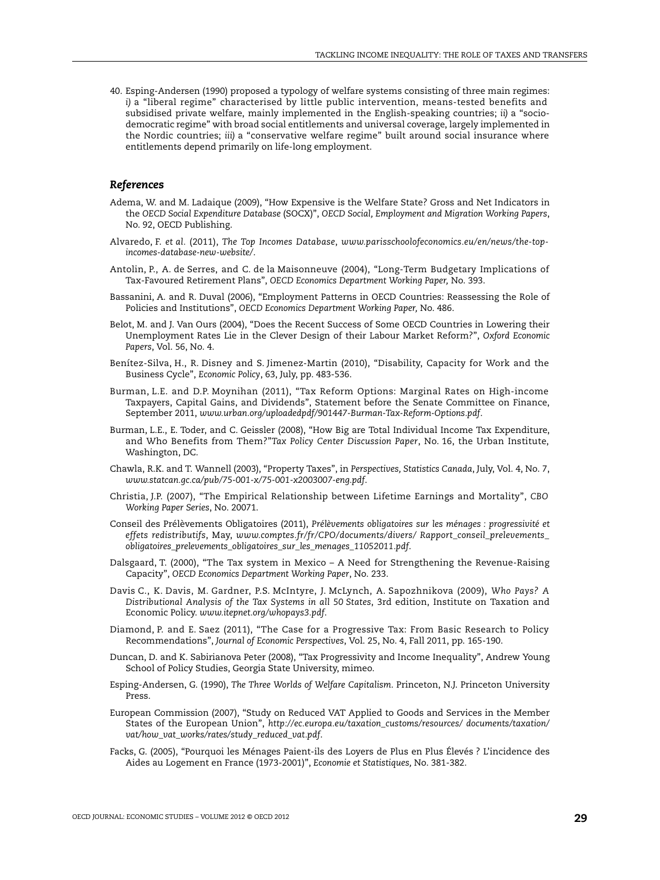40. Esping-Andersen (1990) proposed a typology of welfare systems consisting of three main regimes: *i)* a "liberal regime" characterised by little public intervention, means-tested benefits and subsidised private welfare, mainly implemented in the English-speaking countries; *ii)* a "socio-democratic regime" with broad social entitlements and universal coverage, largely implemented in the Nordic countries; *iii)* a "conservative welfare regime" built around social insurance where entitlements depend primarily on life-long employment.

### *References*

Adema, W. and M. Ladaique (2009), "How Expensive is the Welfare State? Gross and Net Indicators in the *OECD Social Expenditure Database* (SOCX)", *OECD Social, Employment and Migration Working Papers*, No. 92, OECD Publishing.

Alvaredo, F. *et al.* (2011), *The Top Incomes Database*, *www.parisschoolofeconomics.eu/en/news/the-top-incomes-database-new-website/*.

Antolin, P., A. de Serres, and C. de la Maisonneuve (2004), "Long-Term Budgetary Implications of Tax-Favoured Retirement Plans", *OECD Economics Department Working Paper,* No. 393.

Bassanini, A. and R. Duval (2006), "Employment Patterns in OECD Countries: Reassessing the Role of Policies and Institutions", *OECD Economics Department Working Paper,* No. 486.

Belot, M. and J. Van Ours (2004), "Does the Recent Success of Some OECD Countries in Lowering their Unemployment Rates Lie in the Clever Design of their Labour Market Reform?", *Oxford Economic Papers*, Vol. 56, No. 4.

Benítez-Silva, H., R. Disney and S. Jimenez-Martin (2010), "Disability, Capacity for Work and the Business Cycle", *Economic Policy*, 63, July, pp. 483-536.

Burman, L.E. and D.P. Moynihan (2011), "Tax Reform Options: Marginal Rates on High-income Taxpayers, Capital Gains, and Dividends", Statement before the Senate Committee on Finance, September 2011, *www.urban.org/uploadedpdf/901447-Burman-Tax-Reform-Options.pdf*.

Burman, L.E., E. Toder, and C. Geissler (2008), "How Big are Total Individual Income Tax Expenditure, and Who Benefits from Them?"*Tax Policy Center Discussion Paper*, No. 16, the Urban Institute, Washington, DC.

Chawla, R.K. and T. Wannell (2003), "Property Taxes", in *Perspectives, Statistics Canada*, July, Vol. 4, No. 7, *www.statcan.gc.ca/pub/75-001-x/75-001-x2003007-eng.pdf*.

Christia, J.P. (2007), "The Empirical Relationship between Lifetime Earnings and Mortality", *CBO Working Paper Series*, No. 20071.

Conseil des Prélèvements Obligatoires (2011), *Prélèvements obligatoires sur les ménages : progressivité et effets redistributifs*, May, *www.comptes.fr/fr/CPO/documents/divers/ Rapport_conseil_prelevements_obligatoires_prelevements_obligatoires_sur_les_menages_11052011.pdf*.

Dalsgaard, T. (2000), "The Tax system in Mexico – A Need for Strengthening the Revenue-Raising Capacity", *OECD Economics Department Working Paper*, No. 233.

Davis C., K. Davis, M. Gardner, P.S. McIntyre, J. McLynch, A. Sapozhnikova (2009), *Who Pays? A Distributional Analysis of the Tax Systems in all 50 States*, 3rd edition, Institute on Taxation and Economic Policy. *www.itepnet.org/whopays3.pdf*.

Diamond, P. and E. Saez (2011), "The Case for a Progressive Tax: From Basic Research to Policy Recommendations", *Journal of Economic Perspectives*, Vol. 25, No. 4, Fall 2011, pp. 165-190.

Duncan, D. and K. Sabirianova Peter (2008), "Tax Progressivity and Income Inequality", Andrew Young School of Policy Studies, Georgia State University, mimeo.

Esping-Andersen, G. (1990), *The Three Worlds of Welfare Capitalism.* Princeton, N.J. Princeton University Press.

European Commission (2007), "Study on Reduced VAT Applied to Goods and Services in the Member States of the European Union", *http://ec.europa.eu/taxation_customs/resources/ documents/taxation/vat/how_vat_works/rates/study_reduced_vat.pdf*.

Facks, G. (2005), "Pourquoi les Ménages Paient-ils des Loyers de Plus en Plus Élevés ? L'incidence des Aides au Logement en France (1973-2001)", *Economie et Statistiques,* No. 381-382.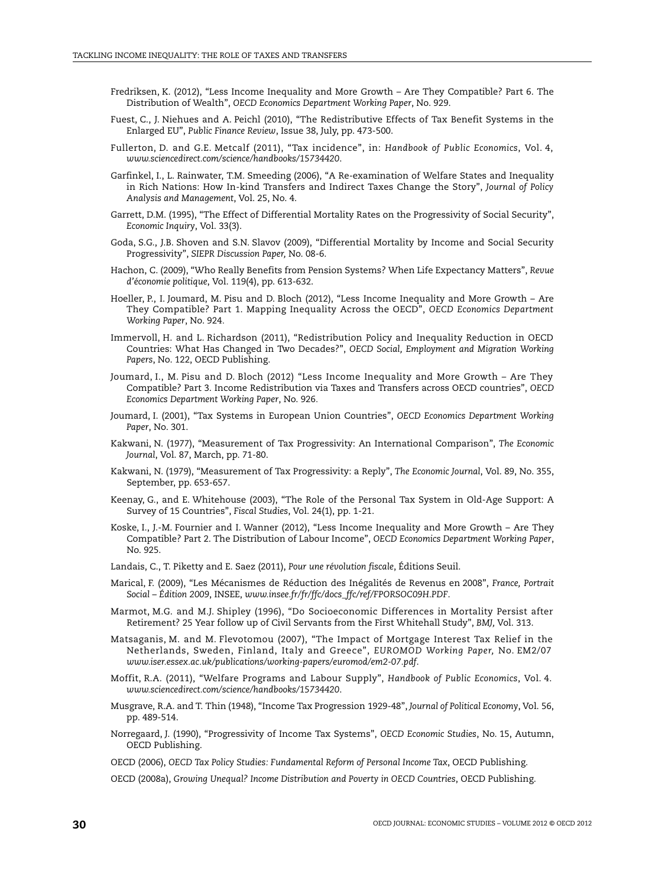Fredriksen, K. (2012), "Less Income Inequality and More Growth – Are They Compatible? Part 6. The Distribution of Wealth", *OECD Economics Department Working Paper*, No. 929.

Fuest, C., J. Niehues and A. Peichl (2010), "The Redistributive Effects of Tax Benefit Systems in the Enlarged EU", *Public Finance Review*, Issue 38, July, pp. 473-500.

Fullerton, D. and G.E. Metcalf (2011), "Tax incidence", in: *Handbook of Public Economics*, Vol. 4, *www.sciencedirect.com/science/handbooks/15734420*.

Garfinkel, I., L. Rainwater, T.M. Smeeding (2006), "A Re-examination of Welfare States and Inequality in Rich Nations: How In-kind Transfers and Indirect Taxes Change the Story", *Journal of Policy Analysis and Management*, Vol. 25, No. 4.

Garrett, D.M. (1995), "The Effect of Differential Mortality Rates on the Progressivity of Social Security", *Economic Inquiry*, Vol. 33(3).

Goda, S.G., J.B. Shoven and S.N. Slavov (2009), "Differential Mortality by Income and Social Security Progressivity", *SIEPR Discussion Paper,* No. 08-6.

Hachon, C. (2009), "Who Really Benefits from Pension Systems? When Life Expectancy Matters", *Revue d'économie politique*, Vol. 119(4), pp. 613-632.

Hoeller, P., I. Joumard, M. Pisu and D. Bloch (2012), "Less Income Inequality and More Growth – Are They Compatible? Part 1. Mapping Inequality Across the OECD", *OECD Economics Department Working Paper*, No. 924.

Immervoll, H. and L. Richardson (2011), "Redistribution Policy and Inequality Reduction in OECD Countries: What Has Changed in Two Decades?", *OECD Social, Employment and Migration Working Papers*, No. 122, OECD Publishing.

Joumard, I., M. Pisu and D. Bloch (2012) "Less Income Inequality and More Growth – Are They Compatible? Part 3. Income Redistribution via Taxes and Transfers across OECD countries", *OECD Economics Department Working Paper*, No. 926.

Joumard, I. (2001), "Tax Systems in European Union Countries", *OECD Economics Department Working Paper*, No. 301.

Kakwani, N. (1977), "Measurement of Tax Progressivity: An International Comparison", *The Economic Journal*, Vol. 87, March, pp. 71-80.

Kakwani, N. (1979), "Measurement of Tax Progressivity: a Reply", *The Economic Journal*, Vol. 89, No. 355, September, pp. 653-657.

Keenay, G., and E. Whitehouse (2003), "The Role of the Personal Tax System in Old-Age Support: A Survey of 15 Countries", *Fiscal Studies*, Vol. 24(1), pp. 1-21.

Koske, I., J.-M. Fournier and I. Wanner (2012), "Less Income Inequality and More Growth – Are They Compatible? Part 2. The Distribution of Labour Income", *OECD Economics Department Working Paper*, No. 925.

Landais, C., T. Piketty and E. Saez (2011), *Pour une révolution fiscale*, Éditions Seuil.

Marical, F. (2009), "Les Mécanismes de Réduction des Inégalités de Revenus en 2008", *France, Portrait Social – Édition 2009*, INSEE, *www.insee.fr/fr/ffc/docs_ffc/ref/FPORSOC09H.PDF*.

Marmot, M.G. and M.J. Shipley (1996), "Do Socioeconomic Differences in Mortality Persist after Retirement? 25 Year follow up of Civil Servants from the First Whitehall Study", *BMJ,* Vol. 313.

Matsaganis, M. and M. Flevotomou (2007), "The Impact of Mortgage Interest Tax Relief in the Netherlands, Sweden, Finland, Italy and Greece", *EUROMOD Working Paper,* No. EM2/07 *www.iser.essex.ac.uk/publications/working-papers/euromod/em2-07.pdf*.

Moffit, R.A. (2011), "Welfare Programs and Labour Supply", *Handbook of Public Economics*, Vol. 4. *www.sciencedirect.com/science/handbooks/15734420*.

Musgrave, R.A. and T. Thin (1948), "Income Tax Progression 1929-48", *Journal of Political Economy*, Vol. 56, pp. 489-514.

Norregaard, J. (1990), "Progressivity of Income Tax Systems", *OECD Economic Studies*, No. 15, Autumn, OECD Publishing.

OECD (2006), *OECD Tax Policy Studies: Fundamental Reform of Personal Income Tax*, OECD Publishing.

OECD (2008a), *Growing Unequal? Income Distribution and Poverty in OECD Countries*, OECD Publishing.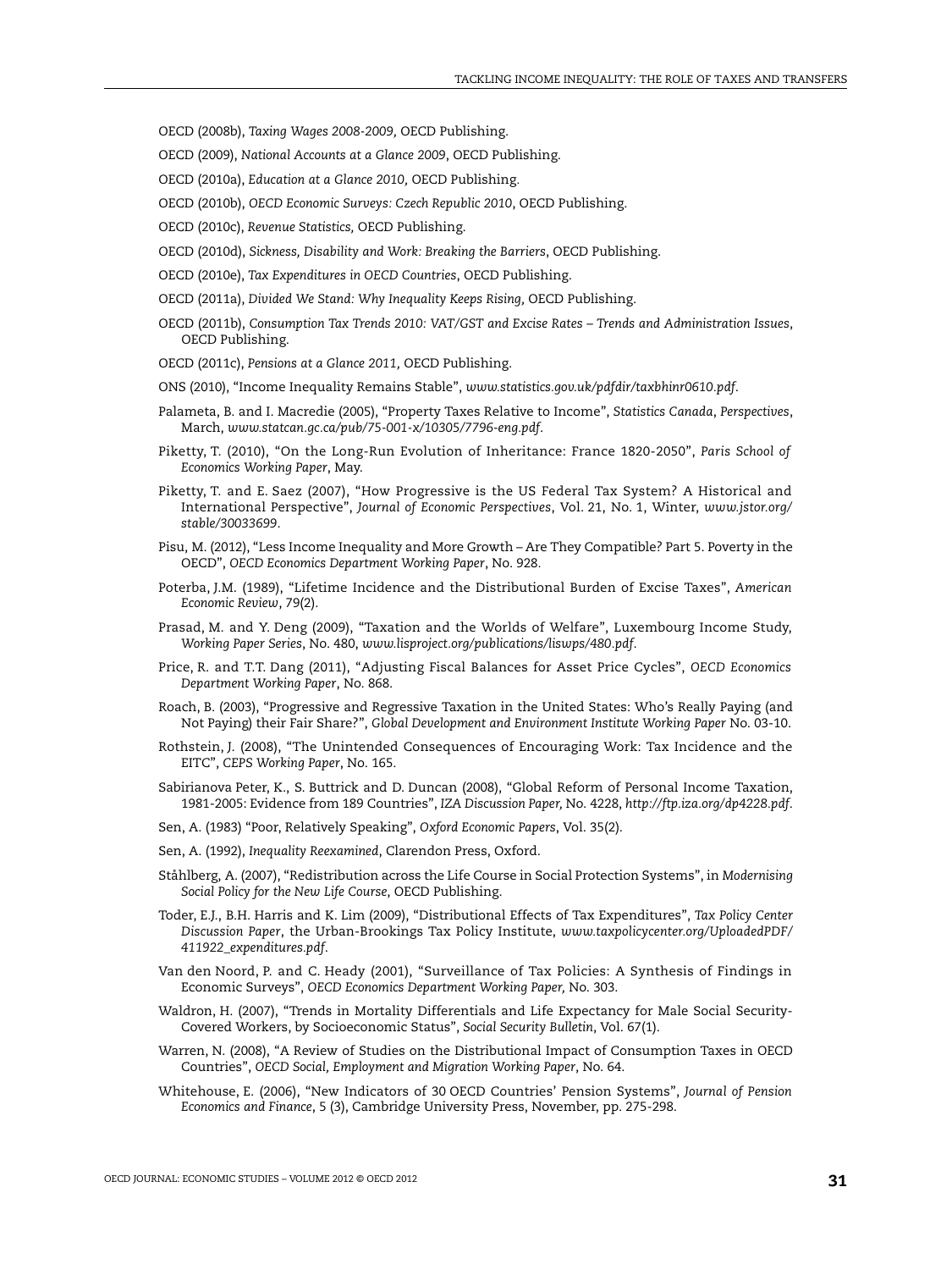OECD (2008b), *Taxing Wages 2008-2009,* OECD Publishing.

OECD (2009), *National Accounts at a Glance 2009*, OECD Publishing.

OECD (2010a), *Education at a Glance 2010,* OECD Publishing.

OECD (2010b), *OECD Economic Surveys: Czech Republic 2010*, OECD Publishing.

OECD (2010c), *Revenue Statistics,* OECD Publishing.

OECD (2010d), *Sickness, Disability and Work: Breaking the Barriers*, OECD Publishing.

OECD (2010e), *Tax Expenditures in OECD Countries*, OECD Publishing.

OECD (2011a), *Divided We Stand: Why Inequality Keeps Rising,* OECD Publishing.

OECD (2011b), *Consumption Tax Trends 2010: VAT/GST and Excise Rates – Trends and Administration Issues*, OECD Publishing.

OECD (2011c), *Pensions at a Glance 2011,* OECD Publishing.

ONS (2010), "Income Inequality Remains Stable", *www.statistics.gov.uk/pdfdir/taxbhinr0610.pdf*.

Palameta, B. and I. Macredie (2005), "Property Taxes Relative to Income", *Statistics Canada*, *Perspectives*, March, *www.statcan.gc.ca/pub/75-001-x/10305/7796-eng.pdf*.

Piketty, T. (2010), "On the Long-Run Evolution of Inheritance: France 1820-2050", *Paris School of Economics Working Paper*, May.

Piketty, T. and E. Saez (2007), "How Progressive is the US Federal Tax System? A Historical and International Perspective", *Journal of Economic Perspectives*, Vol. 21, No. 1, Winter, *www.jstor.org/stable/30033699*.

Pisu, M. (2012), "Less Income Inequality and More Growth – Are They Compatible? Part 5. Poverty in the OECD", *OECD Economics Department Working Paper*, No. 928.

Poterba, J.M. (1989), "Lifetime Incidence and the Distributional Burden of Excise Taxes", *American Economic Review*, 79(2).

Prasad, M. and Y. Deng (2009), "Taxation and the Worlds of Welfare", Luxembourg Income Study, *Working Paper Series*, No. 480, *www.lisproject.org/publications/liswps/480.pdf*.

Price, R. and T.T. Dang (2011), "Adjusting Fiscal Balances for Asset Price Cycles", *OECD Economics Department Working Paper*, No. 868.

Roach, B. (2003), "Progressive and Regressive Taxation in the United States: Who's Really Paying (and Not Paying) their Fair Share?", *Global Development and Environment Institute Working Paper* No. 03-10.

Rothstein, J. (2008), "The Unintended Consequences of Encouraging Work: Tax Incidence and the EITC", *CEPS Working Paper*, No. 165.

Sabirianova Peter, K., S. Buttrick and D. Duncan (2008), "Global Reform of Personal Income Taxation, 1981-2005: Evidence from 189 Countries", *IZA Discussion Paper,* No. 4228, *http://ftp.iza.org/dp4228.pdf*.

Sen, A. (1983) "Poor, Relatively Speaking", *Oxford Economic Papers*, Vol. 35(2).

Sen, A. (1992), *Inequality Reexamined*, Clarendon Press, Oxford.

Ståhlberg, A. (2007), "Redistribution across the Life Course in Social Protection Systems", in *Modernising Social Policy for the New Life Course*, OECD Publishing.

Toder, E.J., B.H. Harris and K. Lim (2009), "Distributional Effects of Tax Expenditures", *Tax Policy Center Discussion Paper*, the Urban-Brookings Tax Policy Institute, *www.taxpolicycenter.org/UploadedPDF/411922_expenditures.pdf*.

Van den Noord, P. and C. Heady (2001), "Surveillance of Tax Policies: A Synthesis of Findings in Economic Surveys", *OECD Economics Department Working Paper,* No. 303.

Waldron, H. (2007), "Trends in Mortality Differentials and Life Expectancy for Male Social Security-Covered Workers, by Socioeconomic Status", *Social Security Bulletin*, Vol. 67(1).

Warren, N. (2008), "A Review of Studies on the Distributional Impact of Consumption Taxes in OECD Countries", *OECD Social, Employment and Migration Working Paper*, No. 64.

Whitehouse, E. (2006), "New Indicators of 30 OECD Countries' Pension Systems", *Journal of Pension Economics and Finance*, 5 (3), Cambridge University Press, November, pp. 275-298.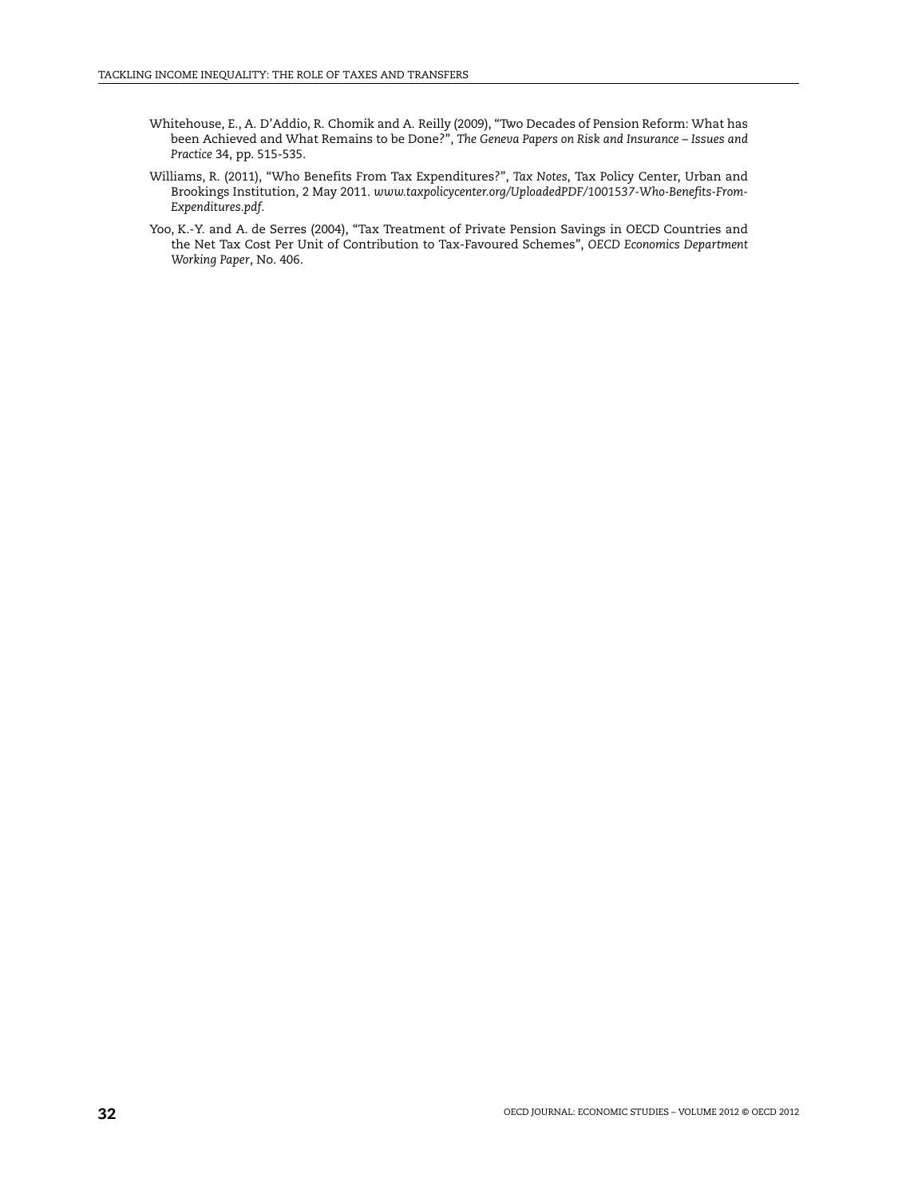Whitehouse, E., A. D'Addio, R. Chomik and A. Reilly (2009), "Two Decades of Pension Reform: What has been Achieved and What Remains to be Done?", *The Geneva Papers on Risk and Insurance – Issues and Practice* 34, pp. 515-535.

Williams, R. (2011), "Who Benefits From Tax Expenditures?", *Tax Notes*, Tax Policy Center, Urban and Brookings Institution, 2 May 2011. *www.taxpolicycenter.org/UploadedPDF/1001537-Who-Benefits-From-Expenditures.pdf*.

Yoo, K.-Y. and A. de Serres (2004), "Tax Treatment of Private Pension Savings in OECD Countries and the Net Tax Cost Per Unit of Contribution to Tax-Favoured Schemes", *OECD Economics Department Working Paper*, No. 406.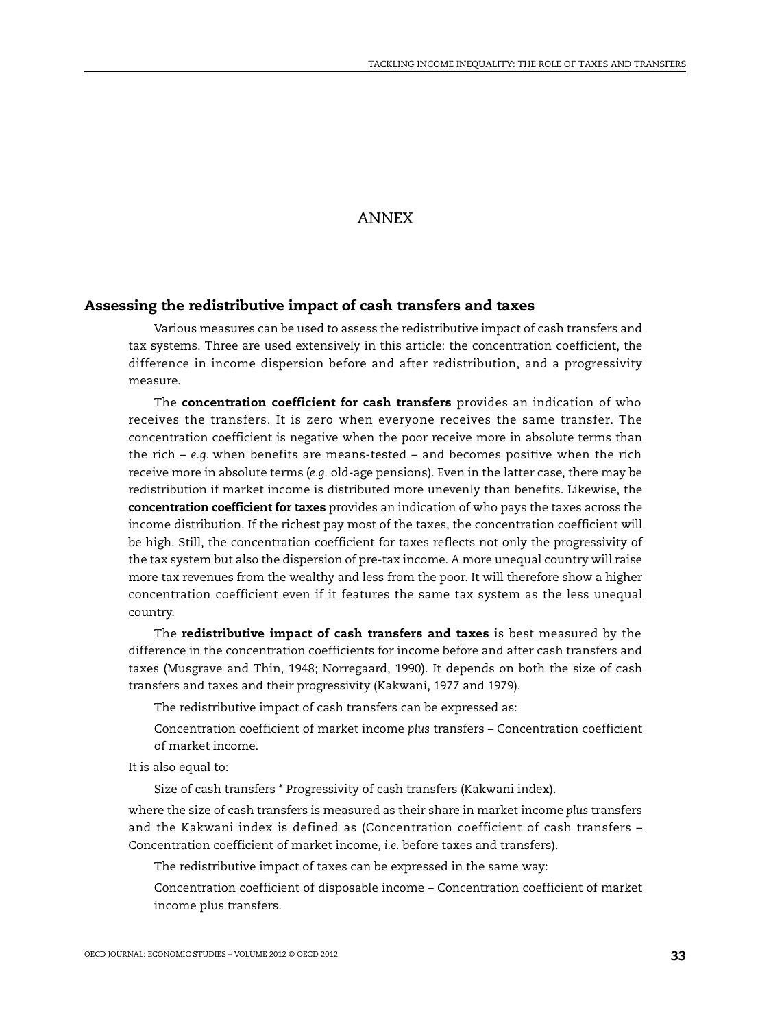# ANNEX

## Assessing the redistributive impact of cash transfers and taxes

Various measures can be used to assess the redistributive impact of cash transfers and tax systems. Three are used extensively in this article: the concentration coefficient, the difference in income dispersion before and after redistribution, and a progressivity measure.

The **concentration coefficient for cash transfers** provides an indication of who receives the transfers. It is zero when everyone receives the same transfer. The concentration coefficient is negative when the poor receive more in absolute terms than the rich – *e.g.* when benefits are means-tested – and becomes positive when the rich receive more in absolute terms (*e.g.* old-age pensions). Even in the latter case, there may be redistribution if market income is distributed more unevenly than benefits. Likewise, the **concentration coefficient for taxes** provides an indication of who pays the taxes across the income distribution. If the richest pay most of the taxes, the concentration coefficient will be high. Still, the concentration coefficient for taxes reflects not only the progressivity of the tax system but also the dispersion of pre-tax income. A more unequal country will raise more tax revenues from the wealthy and less from the poor. It will therefore show a higher concentration coefficient even if it features the same tax system as the less unequal country.

The **redistributive impact of cash transfers and taxes** is best measured by the difference in the concentration coefficients for income before and after cash transfers and taxes (Musgrave and Thin, 1948; Norregaard, 1990). It depends on both the size of cash transfers and taxes and their progressivity (Kakwani, 1977 and 1979).

The redistributive impact of cash transfers can be expressed as:

Concentration coefficient of market income *plus* transfers – Concentration coefficient of market income.

It is also equal to:

Size of cash transfers * Progressivity of cash transfers (Kakwani index).

where the size of cash transfers is measured as their share in market income *plus* transfers and the Kakwani index is defined as (Concentration coefficient of cash transfers – Concentration coefficient of market income, *i.e.* before taxes and transfers).

The redistributive impact of taxes can be expressed in the same way:

Concentration coefficient of disposable income – Concentration coefficient of market income plus transfers.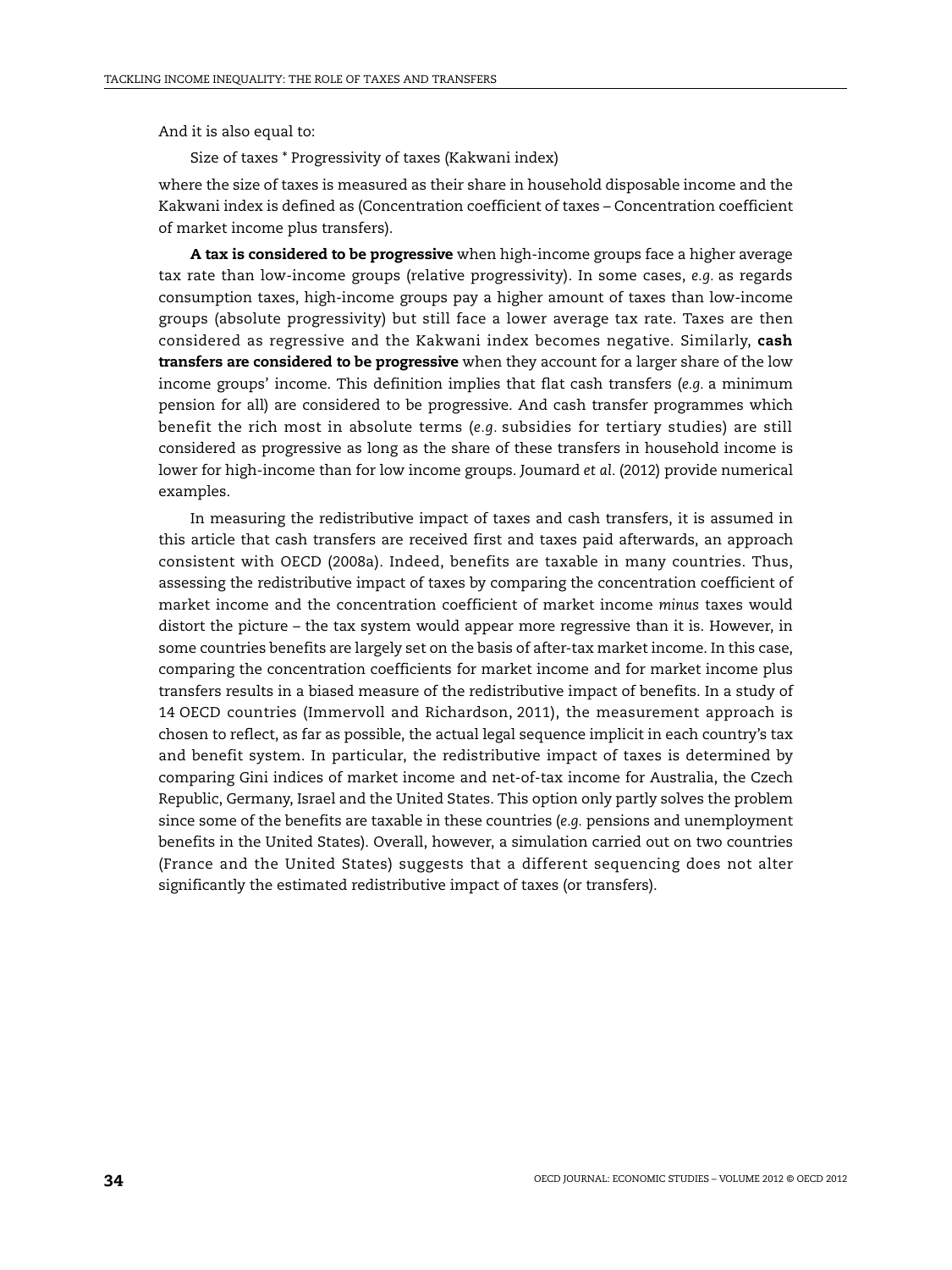And it is also equal to:

Size of taxes * Progressivity of taxes (Kakwani index)

where the size of taxes is measured as their share in household disposable income and the Kakwani index is defined as (Concentration coefficient of taxes – Concentration coefficient of market income plus transfers).

**A tax is considered to be progressive** when high-income groups face a higher average tax rate than low-income groups (relative progressivity). In some cases, *e.g.* as regards consumption taxes, high-income groups pay a higher amount of taxes than low-income groups (absolute progressivity) but still face a lower average tax rate. Taxes are then considered as regressive and the Kakwani index becomes negative. Similarly, **cash transfers are considered to be progressive** when they account for a larger share of the low income groups' income. This definition implies that flat cash transfers (*e.g.* a minimum pension for all) are considered to be progressive. And cash transfer programmes which benefit the rich most in absolute terms (*e.g.* subsidies for tertiary studies) are still considered as progressive as long as the share of these transfers in household income is lower for high-income than for low income groups. Joumard *et al.* (2012) provide numerical examples.

In measuring the redistributive impact of taxes and cash transfers, it is assumed in this article that cash transfers are received first and taxes paid afterwards, an approach consistent with OECD (2008a). Indeed, benefits are taxable in many countries. Thus, assessing the redistributive impact of taxes by comparing the concentration coefficient of market income and the concentration coefficient of market income *minus* taxes would distort the picture – the tax system would appear more regressive than it is. However, in some countries benefits are largely set on the basis of after-tax market income. In this case, comparing the concentration coefficients for market income and for market income plus transfers results in a biased measure of the redistributive impact of benefits. In a study of 14 OECD countries (Immervoll and Richardson, 2011), the measurement approach is chosen to reflect, as far as possible, the actual legal sequence implicit in each country's tax and benefit system. In particular, the redistributive impact of taxes is determined by comparing Gini indices of market income and net-of-tax income for Australia, the Czech Republic, Germany, Israel and the United States. This option only partly solves the problem since some of the benefits are taxable in these countries (*e.g.* pensions and unemployment benefits in the United States). Overall, however, a simulation carried out on two countries (France and the United States) suggests that a different sequencing does not alter significantly the estimated redistributive impact of taxes (or transfers).